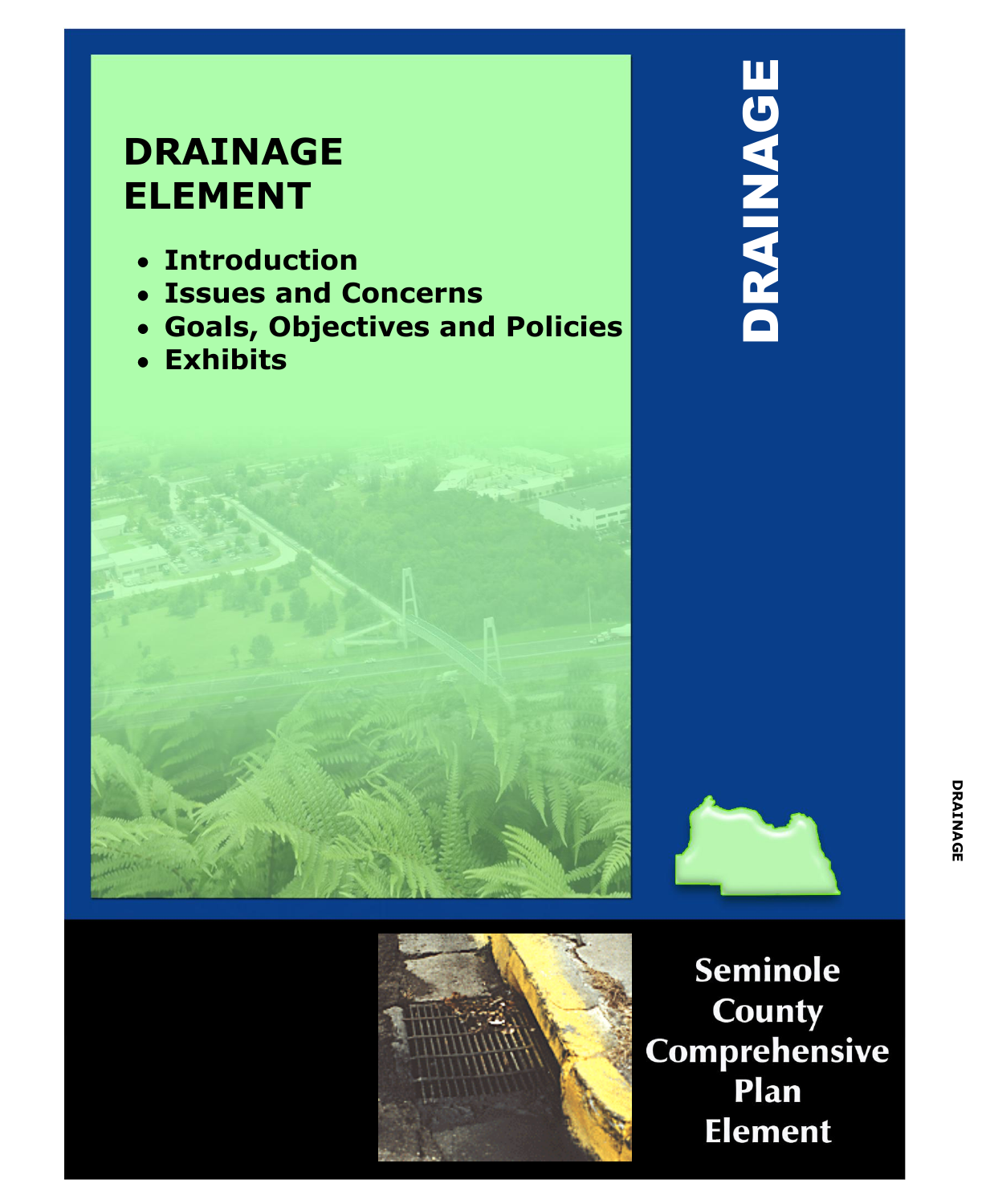# DRAINAGE ELEMENT

- Introduction
- Issues and Concerns
- Goals, Objectives and Policies
- Exhibits

DRAINAGE

Seminole County Comprehensive Plan Element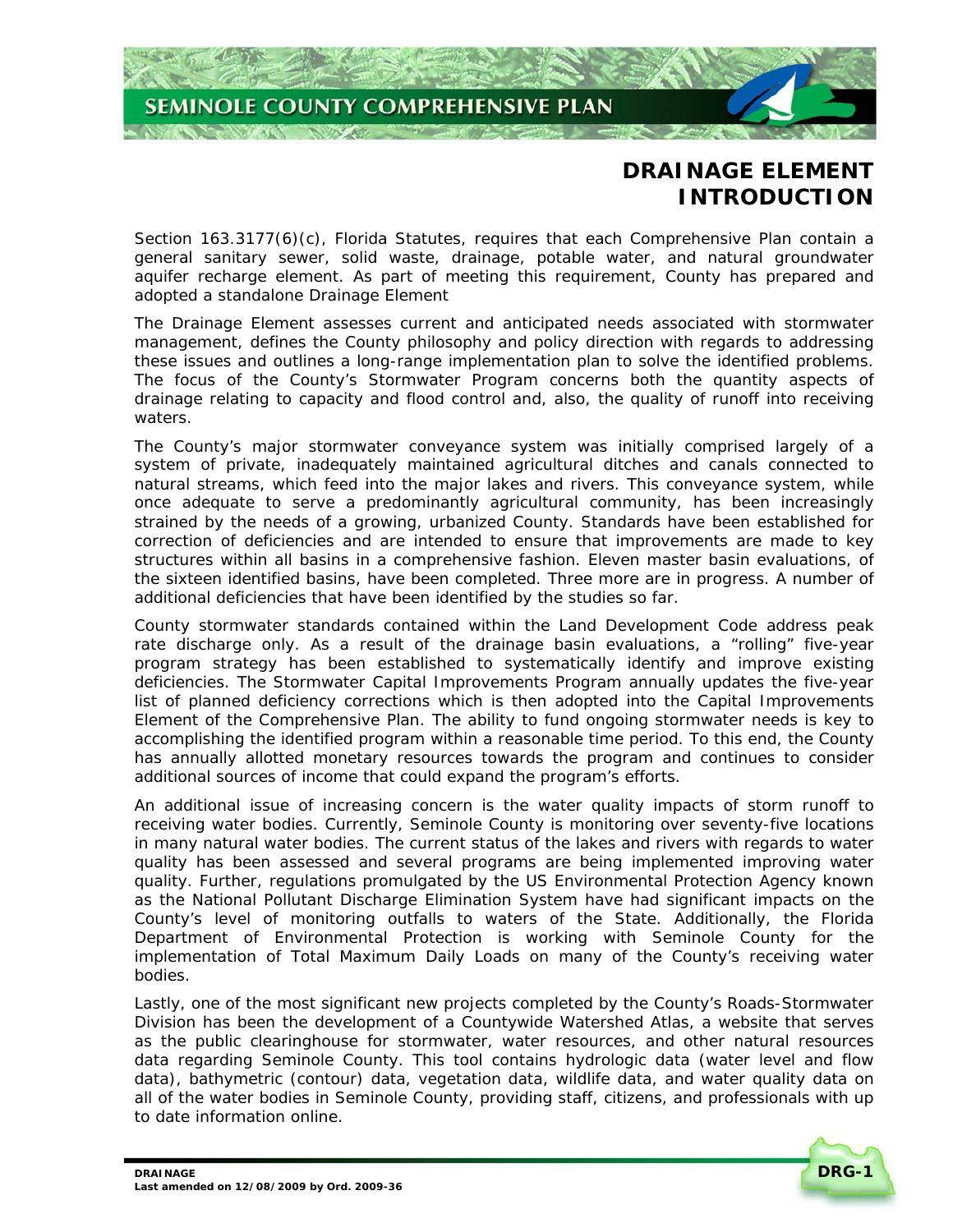# DRAINAGE ELEMENT INTRODUCTION

Section 163.3177(6)(c), Florida Statutes, requires that each Comprehensive Plan contain a general sanitary sewer, solid waste, drainage, potable water, and natural groundwater aquifer recharge element. As part of meeting this requirement, County has prepared and adopted a standalone Drainage Element

The Drainage Element assesses current and anticipated needs associated with stormwater management, defines the County philosophy and policy direction with regards to addressing these issues and outlines a long-range implementation plan to solve the identified problems. The focus of the County's Stormwater Program concerns both the quantity aspects of drainage relating to capacity and flood control and, also, the quality of runoff into receiving waters.

The County's major stormwater conveyance system was initially comprised largely of a system of private, inadequately maintained agricultural ditches and canals connected to natural streams, which feed into the major lakes and rivers. This conveyance system, while once adequate to serve a predominantly agricultural community, has been increasingly strained by the needs of a growing, urbanized County. Standards have been established for correction of deficiencies and are intended to ensure that improvements are made to key structures within all basins in a comprehensive fashion. Eleven master basin evaluations, of the sixteen identified basins, have been completed. Three more are in progress. A number of additional deficiencies that have been identified by the studies so far.

County stormwater standards contained within the Land Development Code address peak rate discharge only. As a result of the drainage basin evaluations, a "rolling" five-year program strategy has been established to systematically identify and improve existing deficiencies. The Stormwater Capital Improvements Program annually updates the five-year list of planned deficiency corrections which is then adopted into the Capital Improvements Element of the Comprehensive Plan. The ability to fund ongoing stormwater needs is key to accomplishing the identified program within a reasonable time period. To this end, the County has annually allotted monetary resources towards the program and continues to consider additional sources of income that could expand the program's efforts.

An additional issue of increasing concern is the water quality impacts of storm runoff to receiving water bodies. Currently, Seminole County is monitoring over seventy-five locations in many natural water bodies. The current status of the lakes and rivers with regards to water quality has been assessed and several programs are being implemented improving water quality. Further, regulations promulgated by the US Environmental Protection Agency known as the National Pollutant Discharge Elimination System have had significant impacts on the County's level of monitoring outfalls to waters of the State. Additionally, the Florida Department of Environmental Protection is working with Seminole County for the implementation of Total Maximum Daily Loads on many of the County's receiving water bodies.

Lastly, one of the most significant new projects completed by the County's Roads-Stormwater Division has been the development of a Countywide Watershed Atlas, a website that serves as the public clearinghouse for stormwater, water resources, and other natural resources data regarding Seminole County. This tool contains hydrologic data (water level and flow data), bathymetric (contour) data, vegetation data, wildlife data, and water quality data on all of the water bodies in Seminole County, providing staff, citizens, and professionals with up to date information online.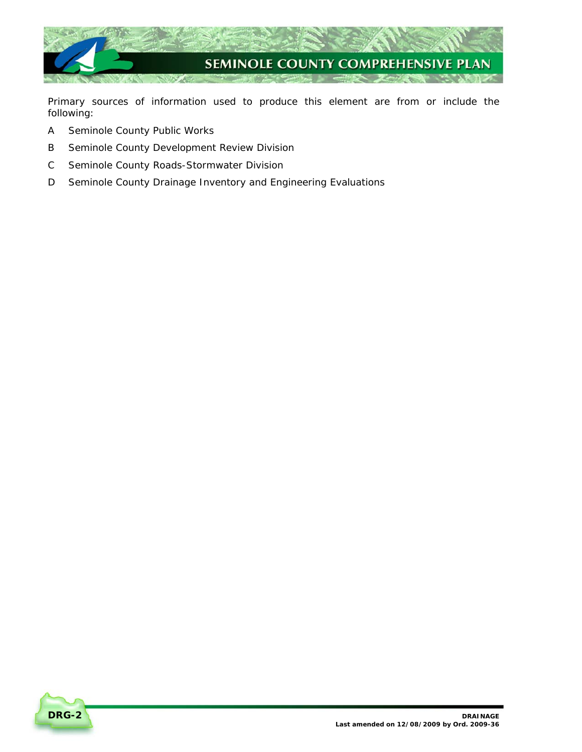Primary sources of information used to produce this element are from or include the following:

A Seminole County Public Works

B Seminole County Development Review Division

C Seminole County Roads-Stormwater Division

D Seminole County Drainage Inventory and Engineering Evaluations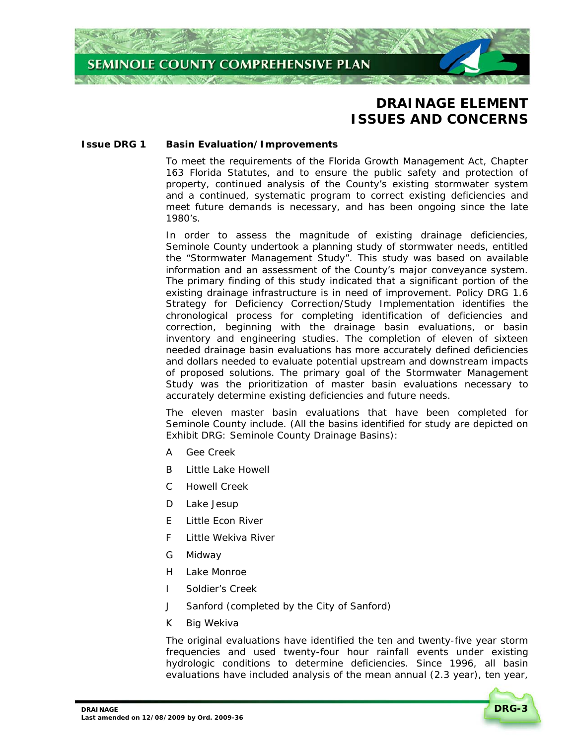# DRAINAGE ELEMENT ISSUES AND CONCERNS

**Issue DRG 1 Basin Evaluation/Improvements**

To meet the requirements of the Florida Growth Management Act, Chapter 163 Florida Statutes, and to ensure the public safety and protection of property, continued analysis of the County's existing stormwater system and a continued, systematic program to correct existing deficiencies and meet future demands is necessary, and has been ongoing since the late 1980's.

In order to assess the magnitude of existing drainage deficiencies, Seminole County undertook a planning study of stormwater needs, entitled the "Stormwater Management Study". This study was based on available information and an assessment of the County's major conveyance system. The primary finding of this study indicated that a significant portion of the existing drainage infrastructure is in need of improvement. Policy DRG 1.6 Strategy for Deficiency Correction/Study Implementation identifies the chronological process for completing identification of deficiencies and correction, beginning with the drainage basin evaluations, or basin inventory and engineering studies. The completion of eleven of sixteen needed drainage basin evaluations has more accurately defined deficiencies and dollars needed to evaluate potential upstream and downstream impacts of proposed solutions. The primary goal of the Stormwater Management Study was the prioritization of master basin evaluations necessary to accurately determine existing deficiencies and future needs.

The eleven master basin evaluations that have been completed for Seminole County include. (All the basins identified for study are depicted on Exhibit DRG: Seminole County Drainage Basins):

A Gee Creek

B Little Lake Howell

C Howell Creek

D Lake Jesup

E Little Econ River

F Little Wekiva River

G Midway

H Lake Monroe

I Soldier's Creek

J Sanford (completed by the City of Sanford)

K Big Wekiva

The original evaluations have identified the ten and twenty-five year storm frequencies and used twenty-four hour rainfall events under existing hydrologic conditions to determine deficiencies. Since 1996, all basin evaluations have included analysis of the mean annual (2.3 year), ten year,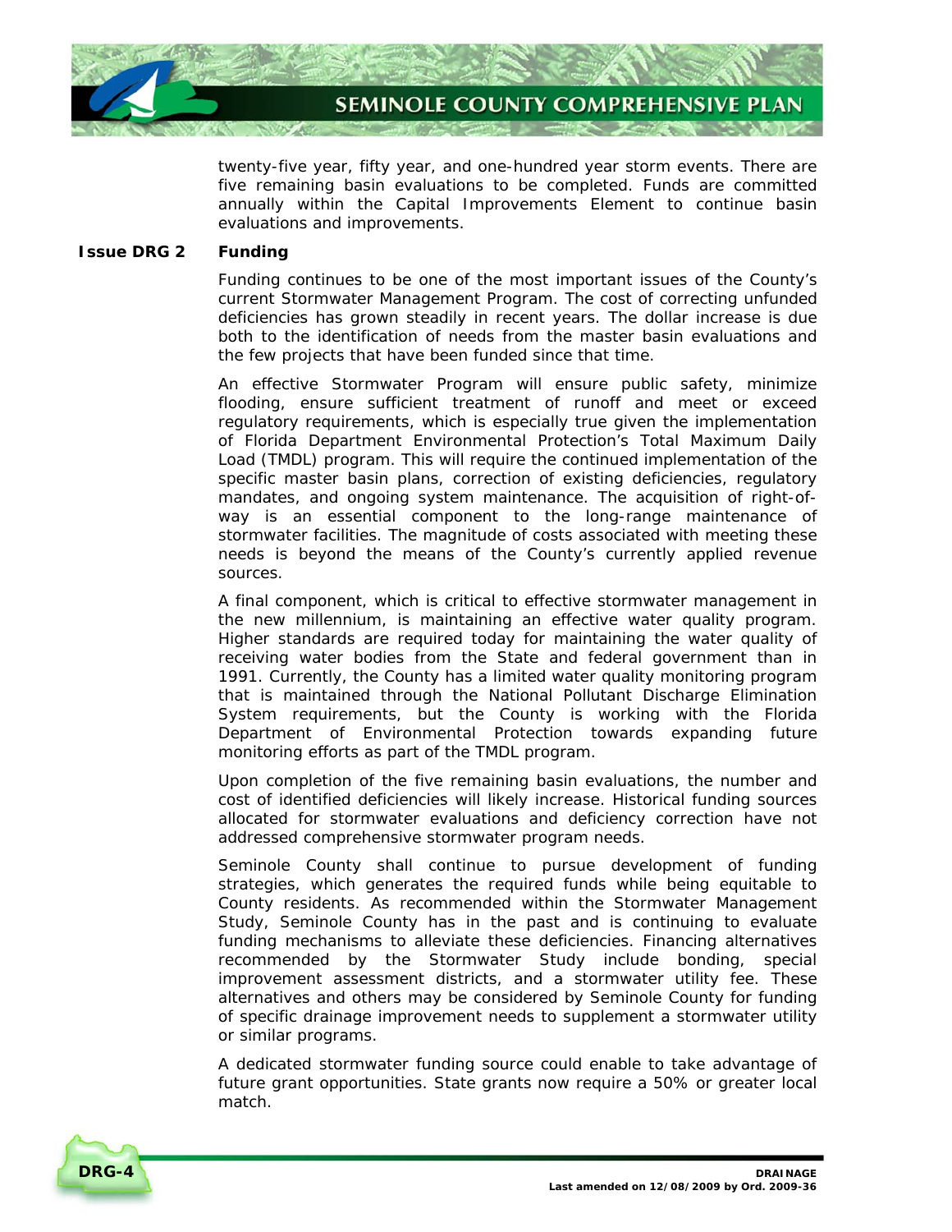twenty-five year, fifty year, and one-hundred year storm events. There are five remaining basin evaluations to be completed. Funds are committed annually within the Capital Improvements Element to continue basin evaluations and improvements.

### Issue DRG 2 Funding

Funding continues to be one of the most important issues of the County's current Stormwater Management Program. The cost of correcting unfunded deficiencies has grown steadily in recent years. The dollar increase is due both to the identification of needs from the master basin evaluations and the few projects that have been funded since that time.

An effective Stormwater Program will ensure public safety, minimize flooding, ensure sufficient treatment of runoff and meet or exceed regulatory requirements, which is especially true given the implementation of Florida Department Environmental Protection's Total Maximum Daily Load (TMDL) program. This will require the continued implementation of the specific master basin plans, correction of existing deficiencies, regulatory mandates, and ongoing system maintenance. The acquisition of right-of-way is an essential component to the long-range maintenance of stormwater facilities. The magnitude of costs associated with meeting these needs is beyond the means of the County's currently applied revenue sources.

A final component, which is critical to effective stormwater management in the new millennium, is maintaining an effective water quality program. Higher standards are required today for maintaining the water quality of receiving water bodies from the State and federal government than in 1991. Currently, the County has a limited water quality monitoring program that is maintained through the National Pollutant Discharge Elimination System requirements, but the County is working with the Florida Department of Environmental Protection towards expanding future monitoring efforts as part of the TMDL program.

Upon completion of the five remaining basin evaluations, the number and cost of identified deficiencies will likely increase. Historical funding sources allocated for stormwater evaluations and deficiency correction have not addressed comprehensive stormwater program needs.

Seminole County shall continue to pursue development of funding strategies, which generates the required funds while being equitable to County residents. As recommended within the Stormwater Management Study, Seminole County has in the past and is continuing to evaluate funding mechanisms to alleviate these deficiencies. Financing alternatives recommended by the Stormwater Study include bonding, special improvement assessment districts, and a stormwater utility fee. These alternatives and others may be considered by Seminole County for funding of specific drainage improvement needs to supplement a stormwater utility or similar programs.

A dedicated stormwater funding source could enable to take advantage of future grant opportunities. State grants now require a 50% or greater local match.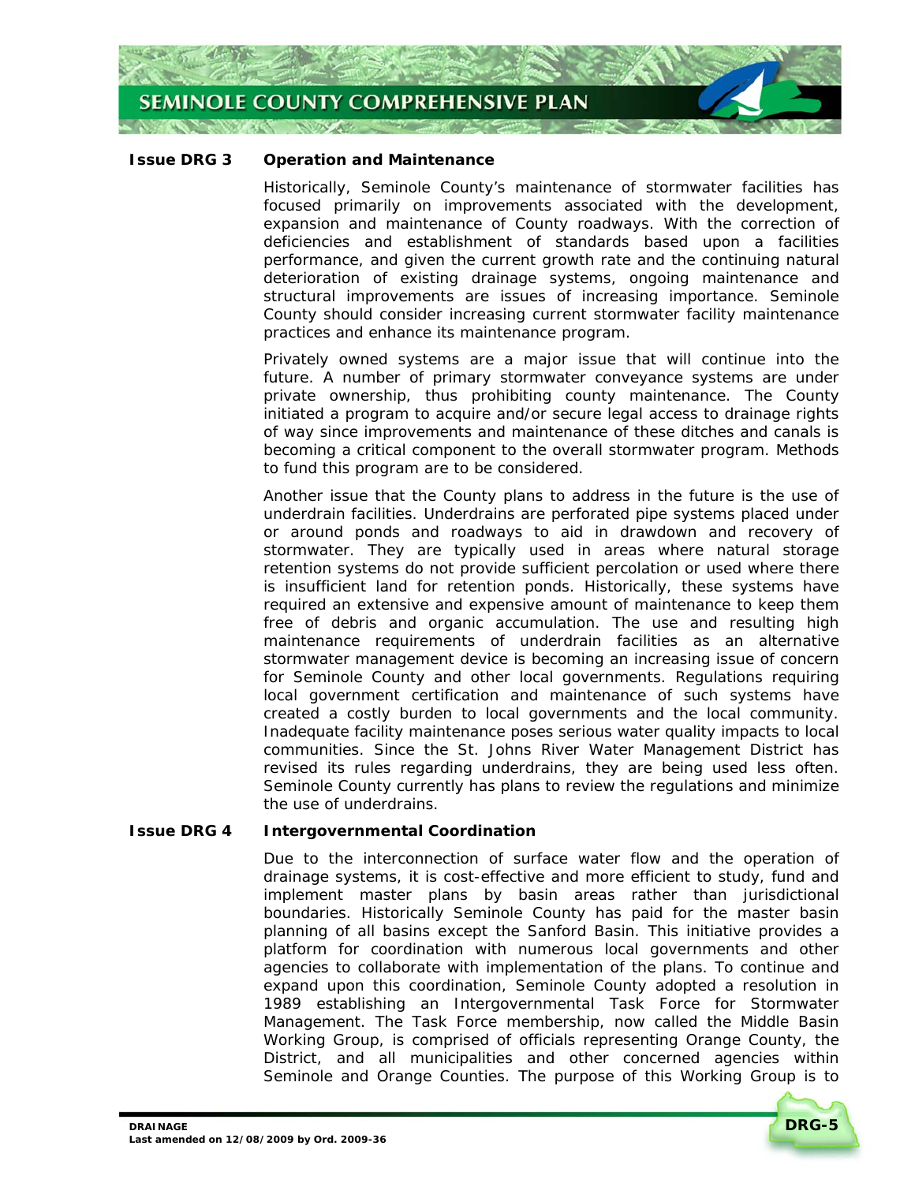### Issue DRG 3 Operation and Maintenance

Historically, Seminole County's maintenance of stormwater facilities has focused primarily on improvements associated with the development, expansion and maintenance of County roadways. With the correction of deficiencies and establishment of standards based upon a facilities performance, and given the current growth rate and the continuing natural deterioration of existing drainage systems, ongoing maintenance and structural improvements are issues of increasing importance. Seminole County should consider increasing current stormwater facility maintenance practices and enhance its maintenance program.

Privately owned systems are a major issue that will continue into the future. A number of primary stormwater conveyance systems are under private ownership, thus prohibiting county maintenance. The County initiated a program to acquire and/or secure legal access to drainage rights of way since improvements and maintenance of these ditches and canals is becoming a critical component to the overall stormwater program. Methods to fund this program are to be considered.

Another issue that the County plans to address in the future is the use of underdrain facilities. Underdrains are perforated pipe systems placed under or around ponds and roadways to aid in drawdown and recovery of stormwater. They are typically used in areas where natural storage retention systems do not provide sufficient percolation or used where there is insufficient land for retention ponds. Historically, these systems have required an extensive and expensive amount of maintenance to keep them free of debris and organic accumulation. The use and resulting high maintenance requirements of underdrain facilities as an alternative stormwater management device is becoming an increasing issue of concern for Seminole County and other local governments. Regulations requiring local government certification and maintenance of such systems have created a costly burden to local governments and the local community. Inadequate facility maintenance poses serious water quality impacts to local communities. Since the St. Johns River Water Management District has revised its rules regarding underdrains, they are being used less often. Seminole County currently has plans to review the regulations and minimize the use of underdrains.

### Issue DRG 4 Intergovernmental Coordination

Due to the interconnection of surface water flow and the operation of drainage systems, it is cost-effective and more efficient to study, fund and implement master plans by basin areas rather than jurisdictional boundaries. Historically Seminole County has paid for the master basin planning of all basins except the Sanford Basin. This initiative provides a platform for coordination with numerous local governments and other agencies to collaborate with implementation of the plans. To continue and expand upon this coordination, Seminole County adopted a resolution in 1989 establishing an Intergovernmental Task Force for Stormwater Management. The Task Force membership, now called the Middle Basin Working Group, is comprised of officials representing Orange County, the District, and all municipalities and other concerned agencies within Seminole and Orange Counties. The purpose of this Working Group is to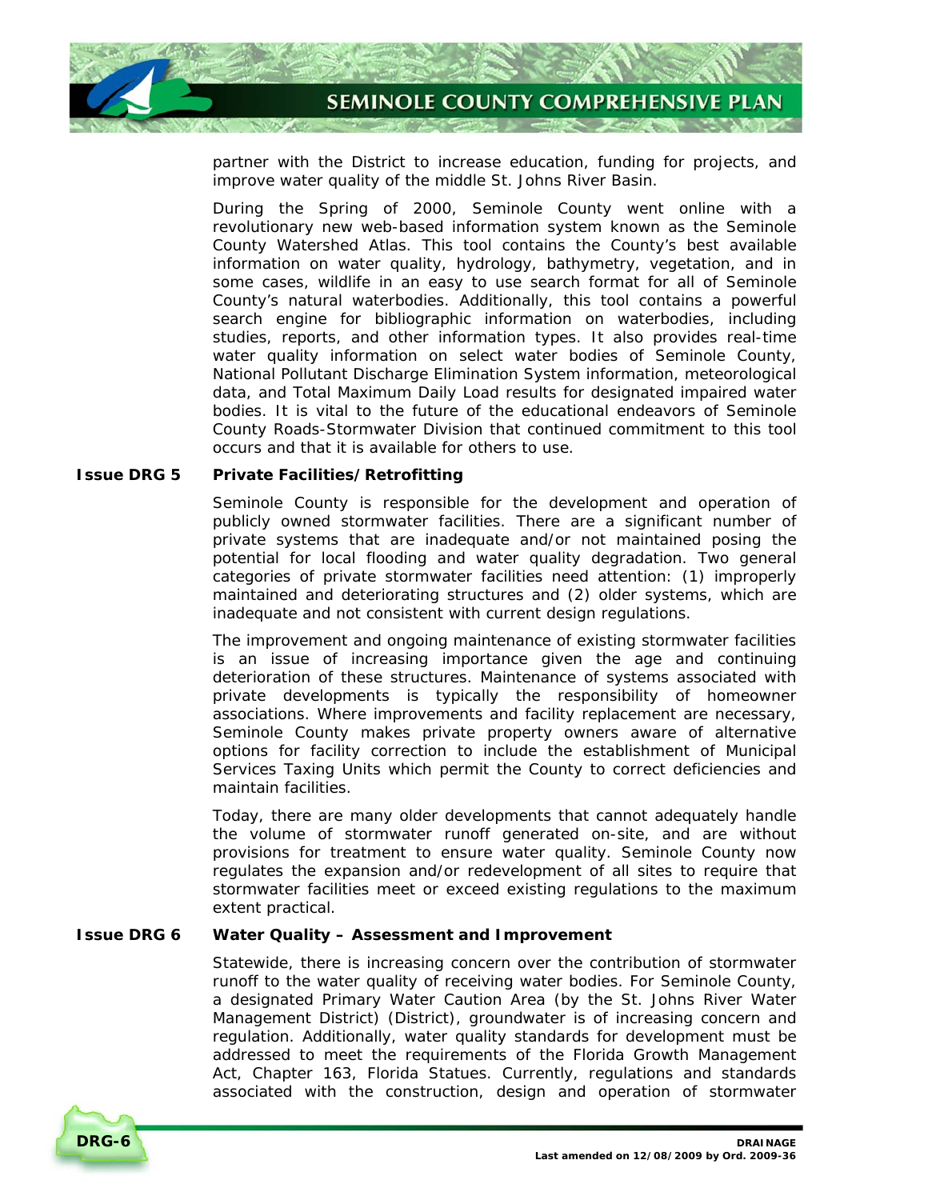partner with the District to increase education, funding for projects, and improve water quality of the middle St. Johns River Basin.

During the Spring of 2000, Seminole County went online with a revolutionary new web-based information system known as the Seminole County Watershed Atlas. This tool contains the County's best available information on water quality, hydrology, bathymetry, vegetation, and in some cases, wildlife in an easy to use search format for all of Seminole County's natural waterbodies. Additionally, this tool contains a powerful search engine for bibliographic information on waterbodies, including studies, reports, and other information types. It also provides real-time water quality information on select water bodies of Seminole County, National Pollutant Discharge Elimination System information, meteorological data, and Total Maximum Daily Load results for designated impaired water bodies. It is vital to the future of the educational endeavors of Seminole County Roads-Stormwater Division that continued commitment to this tool occurs and that it is available for others to use.

### Issue DRG 5 Private Facilities/Retrofitting

Seminole County is responsible for the development and operation of publicly owned stormwater facilities. There are a significant number of private systems that are inadequate and/or not maintained posing the potential for local flooding and water quality degradation. Two general categories of private stormwater facilities need attention: (1) improperly maintained and deteriorating structures and (2) older systems, which are inadequate and not consistent with current design regulations.

The improvement and ongoing maintenance of existing stormwater facilities is an issue of increasing importance given the age and continuing deterioration of these structures. Maintenance of systems associated with private developments is typically the responsibility of homeowner associations. Where improvements and facility replacement are necessary, Seminole County makes private property owners aware of alternative options for facility correction to include the establishment of Municipal Services Taxing Units which permit the County to correct deficiencies and maintain facilities.

Today, there are many older developments that cannot adequately handle the volume of stormwater runoff generated on-site, and are without provisions for treatment to ensure water quality. Seminole County now regulates the expansion and/or redevelopment of all sites to require that stormwater facilities meet or exceed existing regulations to the maximum extent practical.

### Issue DRG 6 Water Quality – Assessment and Improvement

Statewide, there is increasing concern over the contribution of stormwater runoff to the water quality of receiving water bodies. For Seminole County, a designated Primary Water Caution Area (by the St. Johns River Water Management District) (District), groundwater is of increasing concern and regulation. Additionally, water quality standards for development must be addressed to meet the requirements of the Florida Growth Management Act, Chapter 163, Florida Statues. Currently, regulations and standards associated with the construction, design and operation of stormwater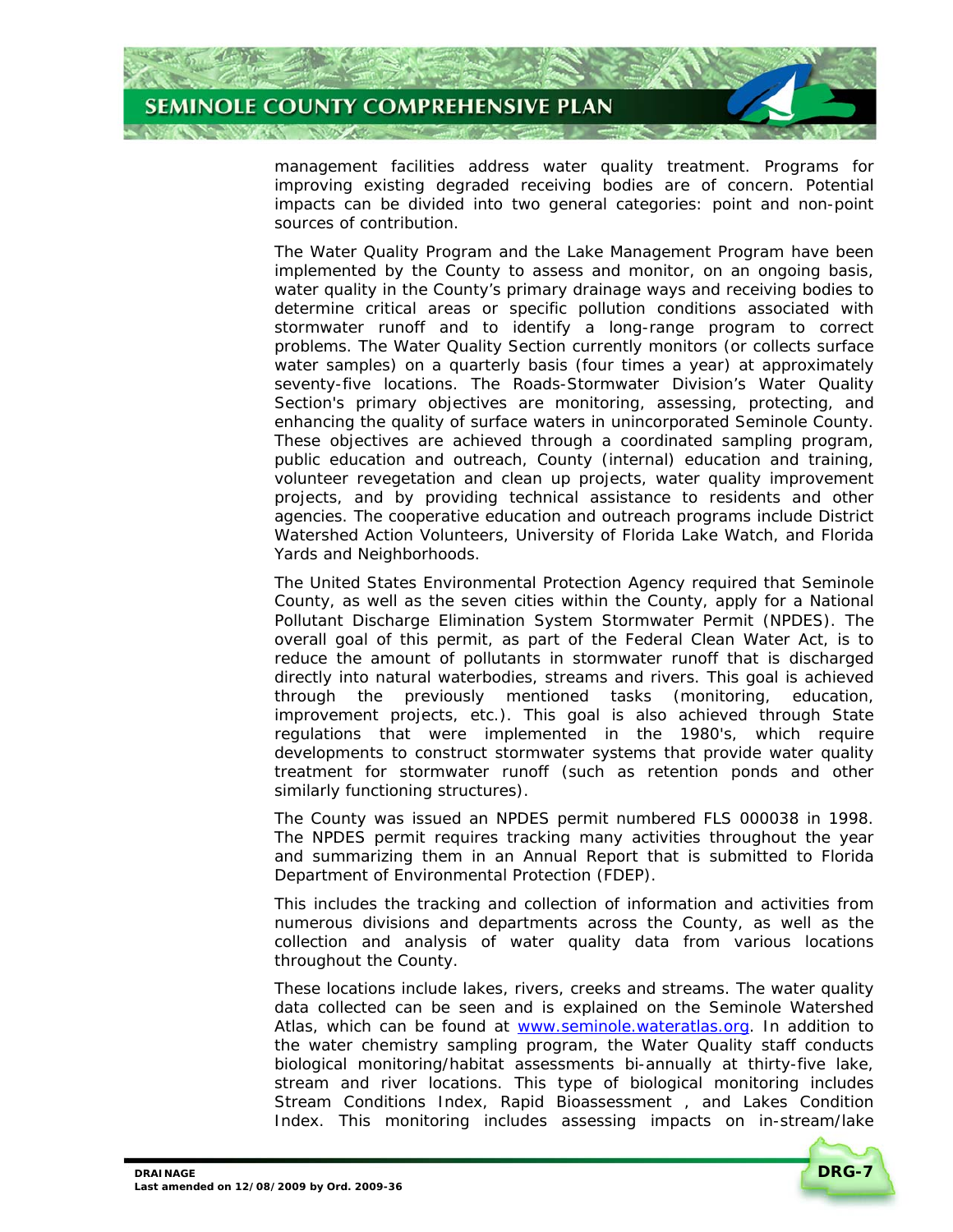management facilities address water quality treatment. Programs for improving existing degraded receiving bodies are of concern. Potential impacts can be divided into two general categories: point and non-point sources of contribution.

The Water Quality Program and the Lake Management Program have been implemented by the County to assess and monitor, on an ongoing basis, water quality in the County's primary drainage ways and receiving bodies to determine critical areas or specific pollution conditions associated with stormwater runoff and to identify a long-range program to correct problems. The Water Quality Section currently monitors (or collects surface water samples) on a quarterly basis (four times a year) at approximately seventy-five locations. The Roads-Stormwater Division's Water Quality Section's primary objectives are monitoring, assessing, protecting, and enhancing the quality of surface waters in unincorporated Seminole County. These objectives are achieved through a coordinated sampling program, public education and outreach, County (internal) education and training, volunteer revegetation and clean up projects, water quality improvement projects, and by providing technical assistance to residents and other agencies. The cooperative education and outreach programs include District Watershed Action Volunteers, University of Florida Lake Watch, and Florida Yards and Neighborhoods.

The United States Environmental Protection Agency required that Seminole County, as well as the seven cities within the County, apply for a National Pollutant Discharge Elimination System Stormwater Permit (NPDES). The overall goal of this permit, as part of the Federal Clean Water Act, is to reduce the amount of pollutants in stormwater runoff that is discharged directly into natural waterbodies, streams and rivers. This goal is achieved through the previously mentioned tasks (monitoring, education, improvement projects, etc.). This goal is also achieved through State regulations that were implemented in the 1980's, which require developments to construct stormwater systems that provide water quality treatment for stormwater runoff (such as retention ponds and other similarly functioning structures).

The County was issued an NPDES permit numbered FLS 000038 in 1998. The NPDES permit requires tracking many activities throughout the year and summarizing them in an Annual Report that is submitted to Florida Department of Environmental Protection (FDEP).

This includes the tracking and collection of information and activities from numerous divisions and departments across the County, as well as the collection and analysis of water quality data from various locations throughout the County.

These locations include lakes, rivers, creeks and streams. The water quality data collected can be seen and is explained on the Seminole Watershed Atlas, which can be found at www.seminole.wateratlas.org. In addition to the water chemistry sampling program, the Water Quality staff conducts biological monitoring/habitat assessments bi-annually at thirty-five lake, stream and river locations. This type of biological monitoring includes Stream Conditions Index, Rapid Bioassessment , and Lakes Condition Index. This monitoring includes assessing impacts on in-stream/lake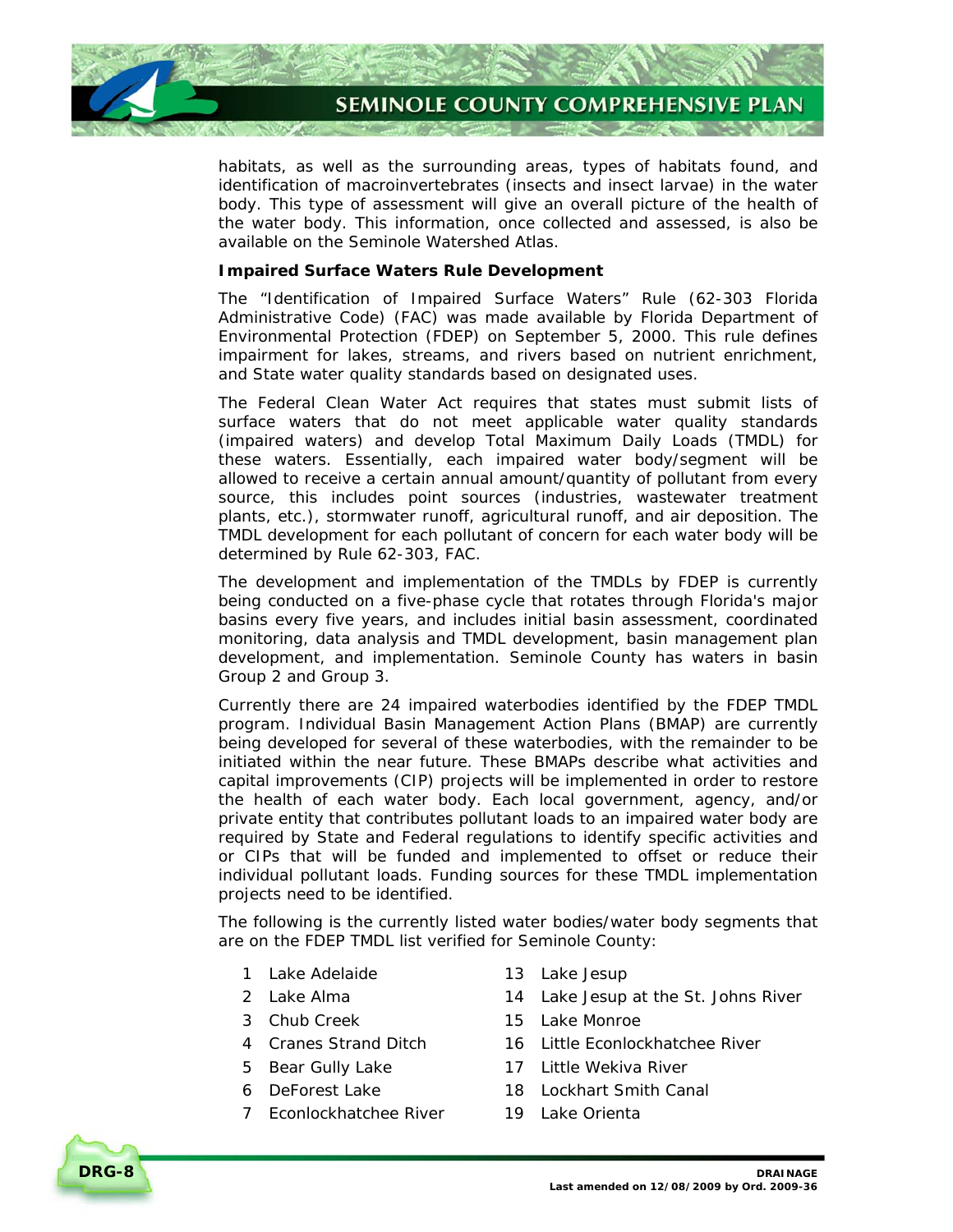habitats, as well as the surrounding areas, types of habitats found, and identification of macroinvertebrates (insects and insect larvae) in the water body. This type of assessment will give an overall picture of the health of the water body. This information, once collected and assessed, is also be available on the Seminole Watershed Atlas.

**Impaired Surface Waters Rule Development**

The "Identification of Impaired Surface Waters" Rule (62-303 Florida Administrative Code) (FAC) was made available by Florida Department of Environmental Protection (FDEP) on September 5, 2000. This rule defines impairment for lakes, streams, and rivers based on nutrient enrichment, and State water quality standards based on designated uses.

The Federal Clean Water Act requires that states must submit lists of surface waters that do not meet applicable water quality standards (impaired waters) and develop Total Maximum Daily Loads (TMDL) for these waters. Essentially, each impaired water body/segment will be allowed to receive a certain annual amount/quantity of pollutant from every source, this includes point sources (industries, wastewater treatment plants, etc.), stormwater runoff, agricultural runoff, and air deposition. The TMDL development for each pollutant of concern for each water body will be determined by Rule 62-303, FAC.

The development and implementation of the TMDLs by FDEP is currently being conducted on a five-phase cycle that rotates through Florida's major basins every five years, and includes initial basin assessment, coordinated monitoring, data analysis and TMDL development, basin management plan development, and implementation. Seminole County has waters in basin Group 2 and Group 3.

Currently there are 24 impaired waterbodies identified by the FDEP TMDL program. Individual Basin Management Action Plans (BMAP) are currently being developed for several of these waterbodies, with the remainder to be initiated within the near future. These BMAPs describe what activities and capital improvements (CIP) projects will be implemented in order to restore the health of each water body. Each local government, agency, and/or private entity that contributes pollutant loads to an impaired water body are required by State and Federal regulations to identify specific activities and or CIPs that will be funded and implemented to offset or reduce their individual pollutant loads. Funding sources for these TMDL implementation projects need to be identified.

The following is the currently listed water bodies/water body segments that are on the FDEP TMDL list verified for Seminole County:

1. Lake Adelaide
2. Lake Alma
3. Chub Creek
4. Cranes Strand Ditch
5. Bear Gully Lake
6. DeForest Lake
7. Econlockhatchee River
13. Lake Jesup
14. Lake Jesup at the St. Johns River
15. Lake Monroe
16. Little Econlockhatchee River
17. Little Wekiva River
18. Lockhart Smith Canal
19. Lake Orienta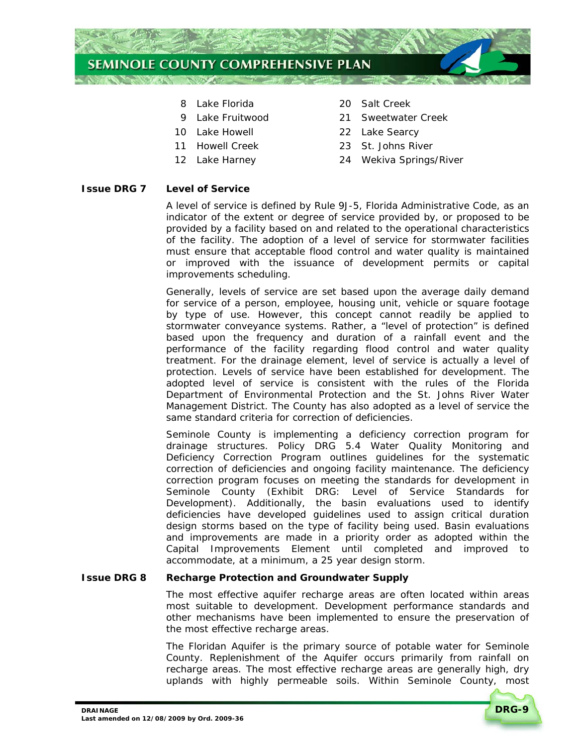8 Lake Florida
9 Lake Fruitwood
10 Lake Howell
11 Howell Creek
12 Lake Harney
20 Salt Creek
21 Sweetwater Creek
22 Lake Searcy
23 St. Johns River
24 Wekiva Springs/River

**Issue DRG 7 Level of Service**

A level of service is defined by Rule 9J-5, Florida Administrative Code, as an indicator of the extent or degree of service provided by, or proposed to be provided by a facility based on and related to the operational characteristics of the facility. The adoption of a level of service for stormwater facilities must ensure that acceptable flood control and water quality is maintained or improved with the issuance of development permits or capital improvements scheduling.

Generally, levels of service are set based upon the average daily demand for service of a person, employee, housing unit, vehicle or square footage by type of use. However, this concept cannot readily be applied to stormwater conveyance systems. Rather, a "level of protection" is defined based upon the frequency and duration of a rainfall event and the performance of the facility regarding flood control and water quality treatment. For the drainage element, level of service is actually a level of protection. Levels of service have been established for development. The adopted level of service is consistent with the rules of the Florida Department of Environmental Protection and the St. Johns River Water Management District. The County has also adopted as a level of service the same standard criteria for correction of deficiencies.

Seminole County is implementing a deficiency correction program for drainage structures. Policy DRG 5.4 Water Quality Monitoring and Deficiency Correction Program outlines guidelines for the systematic correction of deficiencies and ongoing facility maintenance. The deficiency correction program focuses on meeting the standards for development in Seminole County (Exhibit DRG: Level of Service Standards for Development). Additionally, the basin evaluations used to identify deficiencies have developed guidelines used to assign critical duration design storms based on the type of facility being used. Basin evaluations and improvements are made in a priority order as adopted within the Capital Improvements Element until completed and improved to accommodate, at a minimum, a 25 year design storm.

**Issue DRG 8 Recharge Protection and Groundwater Supply**

The most effective aquifer recharge areas are often located within areas most suitable to development. Development performance standards and other mechanisms have been implemented to ensure the preservation of the most effective recharge areas.

The Floridan Aquifer is the primary source of potable water for Seminole County. Replenishment of the Aquifer occurs primarily from rainfall on recharge areas. The most effective recharge areas are generally high, dry uplands with highly permeable soils. Within Seminole County, most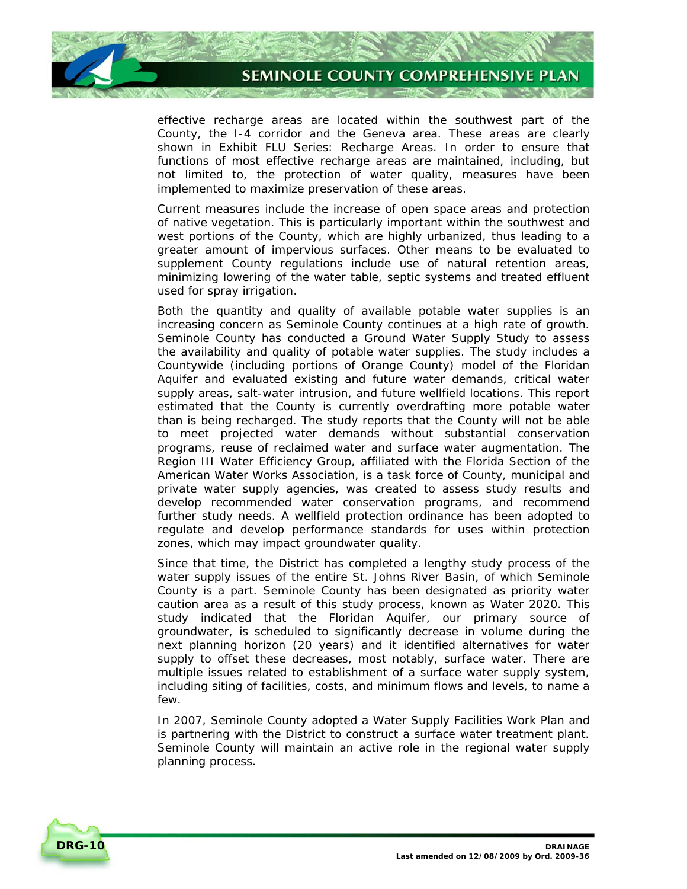effective recharge areas are located within the southwest part of the County, the I-4 corridor and the Geneva area. These areas are clearly shown in Exhibit FLU Series: Recharge Areas. In order to ensure that functions of most effective recharge areas are maintained, including, but not limited to, the protection of water quality, measures have been implemented to maximize preservation of these areas.

Current measures include the increase of open space areas and protection of native vegetation. This is particularly important within the southwest and west portions of the County, which are highly urbanized, thus leading to a greater amount of impervious surfaces. Other means to be evaluated to supplement County regulations include use of natural retention areas, minimizing lowering of the water table, septic systems and treated effluent used for spray irrigation.

Both the quantity and quality of available potable water supplies is an increasing concern as Seminole County continues at a high rate of growth. Seminole County has conducted a Ground Water Supply Study to assess the availability and quality of potable water supplies. The study includes a Countywide (including portions of Orange County) model of the Floridan Aquifer and evaluated existing and future water demands, critical water supply areas, salt-water intrusion, and future wellfield locations. This report estimated that the County is currently overdrafting more potable water than is being recharged. The study reports that the County will not be able to meet projected water demands without substantial conservation programs, reuse of reclaimed water and surface water augmentation. The Region III Water Efficiency Group, affiliated with the Florida Section of the American Water Works Association, is a task force of County, municipal and private water supply agencies, was created to assess study results and develop recommended water conservation programs, and recommend further study needs. A wellfield protection ordinance has been adopted to regulate and develop performance standards for uses within protection zones, which may impact groundwater quality.

Since that time, the District has completed a lengthy study process of the water supply issues of the entire St. Johns River Basin, of which Seminole County is a part. Seminole County has been designated as priority water caution area as a result of this study process, known as Water 2020. This study indicated that the Floridan Aquifer, our primary source of groundwater, is scheduled to significantly decrease in volume during the next planning horizon (20 years) and it identified alternatives for water supply to offset these decreases, most notably, surface water. There are multiple issues related to establishment of a surface water supply system, including siting of facilities, costs, and minimum flows and levels, to name a few.

In 2007, Seminole County adopted a Water Supply Facilities Work Plan and is partnering with the District to construct a surface water treatment plant. Seminole County will maintain an active role in the regional water supply planning process.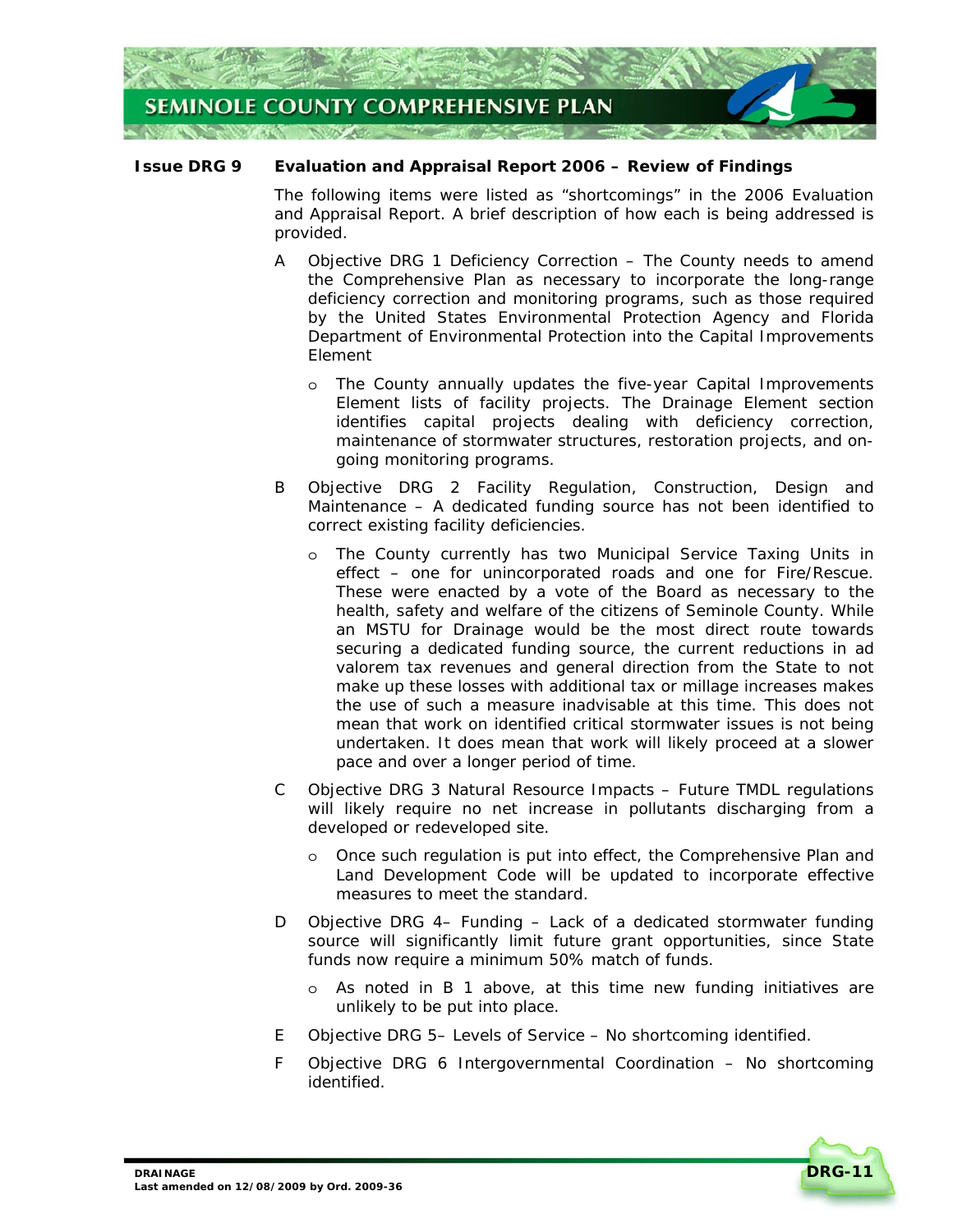**Issue DRG 9 Evaluation and Appraisal Report 2006 – Review of Findings**

The following items were listed as “shortcomings” in the 2006 Evaluation and Appraisal Report. A brief description of how each is being addressed is provided.

A Objective DRG 1 Deficiency Correction – The County needs to amend the Comprehensive Plan as necessary to incorporate the long-range deficiency correction and monitoring programs, such as those required by the United States Environmental Protection Agency and Florida Department of Environmental Protection into the Capital Improvements Element

- The County annually updates the five-year Capital Improvements Element lists of facility projects. The Drainage Element section identifies capital projects dealing with deficiency correction, maintenance of stormwater structures, restoration projects, and on-going monitoring programs.

B Objective DRG 2 Facility Regulation, Construction, Design and Maintenance – A dedicated funding source has not been identified to correct existing facility deficiencies.

- The County currently has two Municipal Service Taxing Units in effect – one for unincorporated roads and one for Fire/Rescue. These were enacted by a vote of the Board as necessary to the health, safety and welfare of the citizens of Seminole County. While an MSTU for Drainage would be the most direct route towards securing a dedicated funding source, the current reductions in ad valorem tax revenues and general direction from the State to not make up these losses with additional tax or millage increases makes the use of such a measure inadvisable at this time. This does not mean that work on identified critical stormwater issues is not being undertaken. It does mean that work will likely proceed at a slower pace and over a longer period of time.

C Objective DRG 3 Natural Resource Impacts – Future TMDL regulations will likely require no net increase in pollutants discharging from a developed or redeveloped site.

- Once such regulation is put into effect, the Comprehensive Plan and Land Development Code will be updated to incorporate effective measures to meet the standard.

D Objective DRG 4– Funding – Lack of a dedicated stormwater funding source will significantly limit future grant opportunities, since State funds now require a minimum 50% match of funds.

- As noted in B 1 above, at this time new funding initiatives are unlikely to be put into place.

E Objective DRG 5– Levels of Service – No shortcoming identified.

F Objective DRG 6 Intergovernmental Coordination – No shortcoming identified.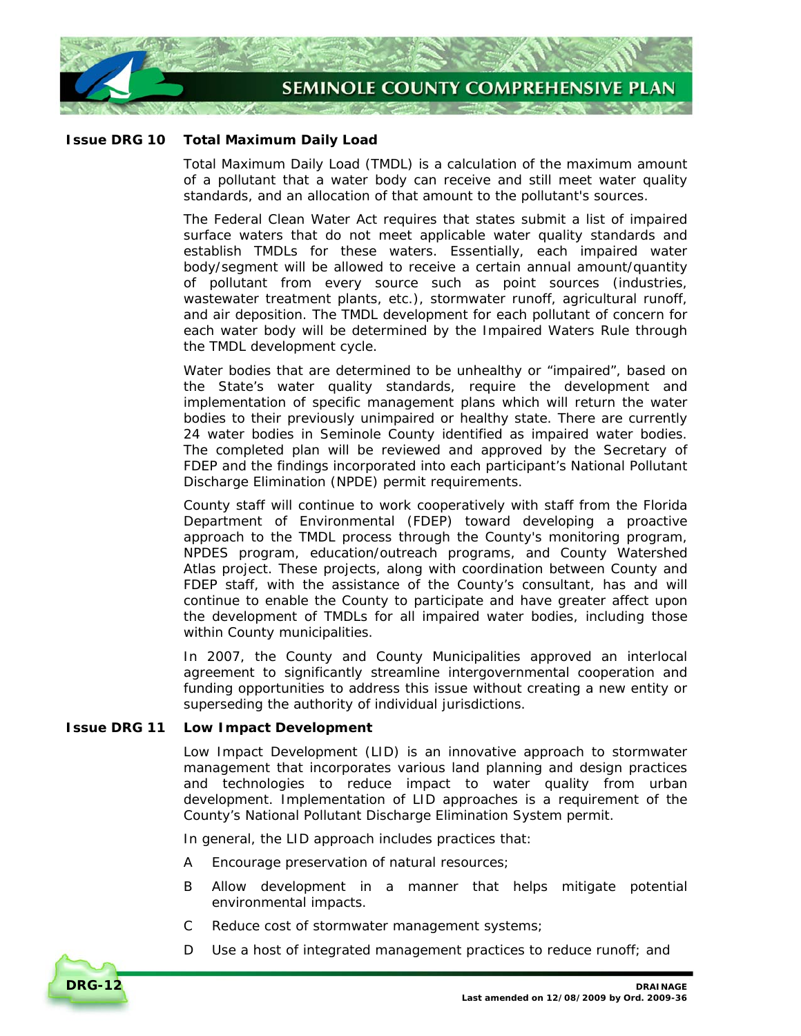### Issue DRG 10 Total Maximum Daily Load

Total Maximum Daily Load (TMDL) is a calculation of the maximum amount of a pollutant that a water body can receive and still meet water quality standards, and an allocation of that amount to the pollutant's sources.

The Federal Clean Water Act requires that states submit a list of impaired surface waters that do not meet applicable water quality standards and establish TMDLs for these waters. Essentially, each impaired water body/segment will be allowed to receive a certain annual amount/quantity of pollutant from every source such as point sources (industries, wastewater treatment plants, etc.), stormwater runoff, agricultural runoff, and air deposition. The TMDL development for each pollutant of concern for each water body will be determined by the Impaired Waters Rule through the TMDL development cycle.

Water bodies that are determined to be unhealthy or "impaired", based on the State's water quality standards, require the development and implementation of specific management plans which will return the water bodies to their previously unimpaired or healthy state. There are currently 24 water bodies in Seminole County identified as impaired water bodies. The completed plan will be reviewed and approved by the Secretary of FDEP and the findings incorporated into each participant's National Pollutant Discharge Elimination (NPDE) permit requirements.

County staff will continue to work cooperatively with staff from the Florida Department of Environmental (FDEP) toward developing a proactive approach to the TMDL process through the County's monitoring program, NPDES program, education/outreach programs, and County Watershed Atlas project. These projects, along with coordination between County and FDEP staff, with the assistance of the County's consultant, has and will continue to enable the County to participate and have greater affect upon the development of TMDLs for all impaired water bodies, including those within County municipalities.

In 2007, the County and County Municipalities approved an interlocal agreement to significantly streamline intergovernmental cooperation and funding opportunities to address this issue without creating a new entity or superseding the authority of individual jurisdictions.

### Issue DRG 11 Low Impact Development

Low Impact Development (LID) is an innovative approach to stormwater management that incorporates various land planning and design practices and technologies to reduce impact to water quality from urban development. Implementation of LID approaches is a requirement of the County's National Pollutant Discharge Elimination System permit.

In general, the LID approach includes practices that:

A Encourage preservation of natural resources;

B Allow development in a manner that helps mitigate potential environmental impacts.

C Reduce cost of stormwater management systems;

D Use a host of integrated management practices to reduce runoff; and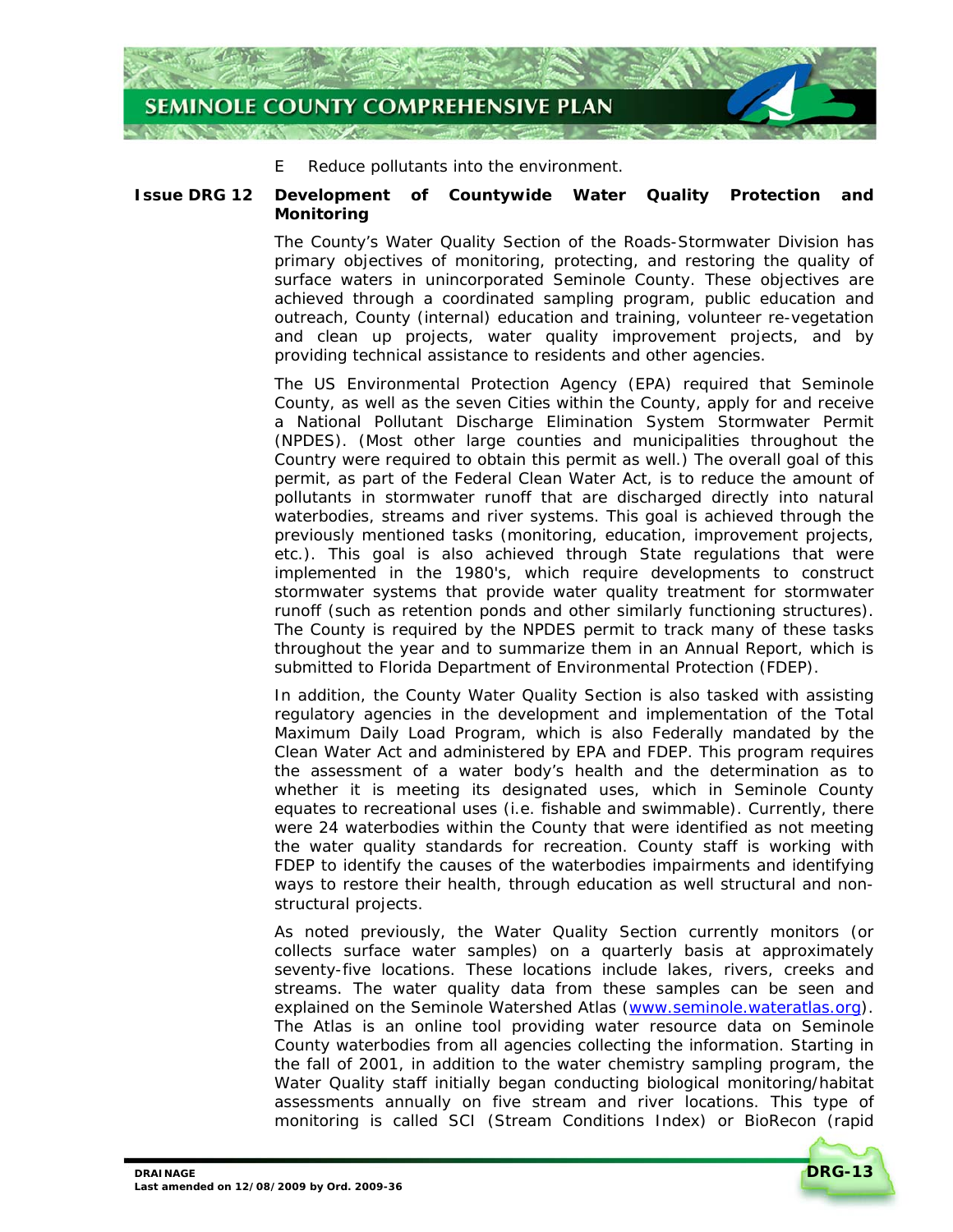E Reduce pollutants into the environment.

**Issue DRG 12 Development of Countywide Water Quality Protection and Monitoring**

The County's Water Quality Section of the Roads-Stormwater Division has primary objectives of monitoring, protecting, and restoring the quality of surface waters in unincorporated Seminole County. These objectives are achieved through a coordinated sampling program, public education and outreach, County (internal) education and training, volunteer re-vegetation and clean up projects, water quality improvement projects, and by providing technical assistance to residents and other agencies.

The US Environmental Protection Agency (EPA) required that Seminole County, as well as the seven Cities within the County, apply for and receive a National Pollutant Discharge Elimination System Stormwater Permit (NPDES). (Most other large counties and municipalities throughout the Country were required to obtain this permit as well.) The overall goal of this permit, as part of the Federal Clean Water Act, is to reduce the amount of pollutants in stormwater runoff that are discharged directly into natural waterbodies, streams and river systems. This goal is achieved through the previously mentioned tasks (monitoring, education, improvement projects, etc.). This goal is also achieved through State regulations that were implemented in the 1980's, which require developments to construct stormwater systems that provide water quality treatment for stormwater runoff (such as retention ponds and other similarly functioning structures). The County is required by the NPDES permit to track many of these tasks throughout the year and to summarize them in an Annual Report, which is submitted to Florida Department of Environmental Protection (FDEP).

In addition, the County Water Quality Section is also tasked with assisting regulatory agencies in the development and implementation of the Total Maximum Daily Load Program, which is also Federally mandated by the Clean Water Act and administered by EPA and FDEP. This program requires the assessment of a water body's health and the determination as to whether it is meeting its designated uses, which in Seminole County equates to recreational uses (i.e. fishable and swimmable). Currently, there were 24 waterbodies within the County that were identified as not meeting the water quality standards for recreation. County staff is working with FDEP to identify the causes of the waterbodies impairments and identifying ways to restore their health, through education as well structural and non-structural projects.

As noted previously, the Water Quality Section currently monitors (or collects surface water samples) on a quarterly basis at approximately seventy-five locations. These locations include lakes, rivers, creeks and streams. The water quality data from these samples can be seen and explained on the Seminole Watershed Atlas (www.seminole.wateratlas.org). The Atlas is an online tool providing water resource data on Seminole County waterbodies from all agencies collecting the information. Starting in the fall of 2001, in addition to the water chemistry sampling program, the Water Quality staff initially began conducting biological monitoring/habitat assessments annually on five stream and river locations. This type of monitoring is called SCI (Stream Conditions Index) or BioRecon (rapid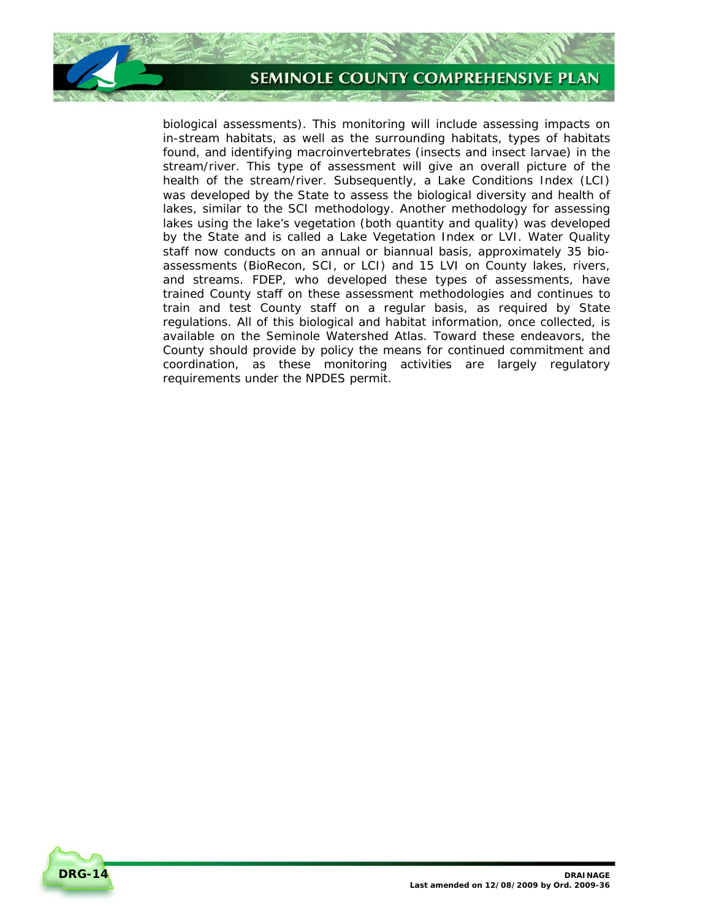biological assessments). This monitoring will include assessing impacts on in-stream habitats, as well as the surrounding habitats, types of habitats found, and identifying macroinvertebrates (insects and insect larvae) in the stream/river. This type of assessment will give an overall picture of the health of the stream/river. Subsequently, a Lake Conditions Index (LCI) was developed by the State to assess the biological diversity and health of lakes, similar to the SCI methodology. Another methodology for assessing lakes using the lake's vegetation (both quantity and quality) was developed by the State and is called a Lake Vegetation Index or LVI. Water Quality staff now conducts on an annual or biannual basis, approximately 35 bio-assessments (BioRecon, SCI, or LCI) and 15 LVI on County lakes, rivers, and streams. FDEP, who developed these types of assessments, have trained County staff on these assessment methodologies and continues to train and test County staff on a regular basis, as required by State regulations. All of this biological and habitat information, once collected, is available on the Seminole Watershed Atlas. Toward these endeavors, the County should provide by policy the means for continued commitment and coordination, as these monitoring activities are largely regulatory requirements under the NPDES permit.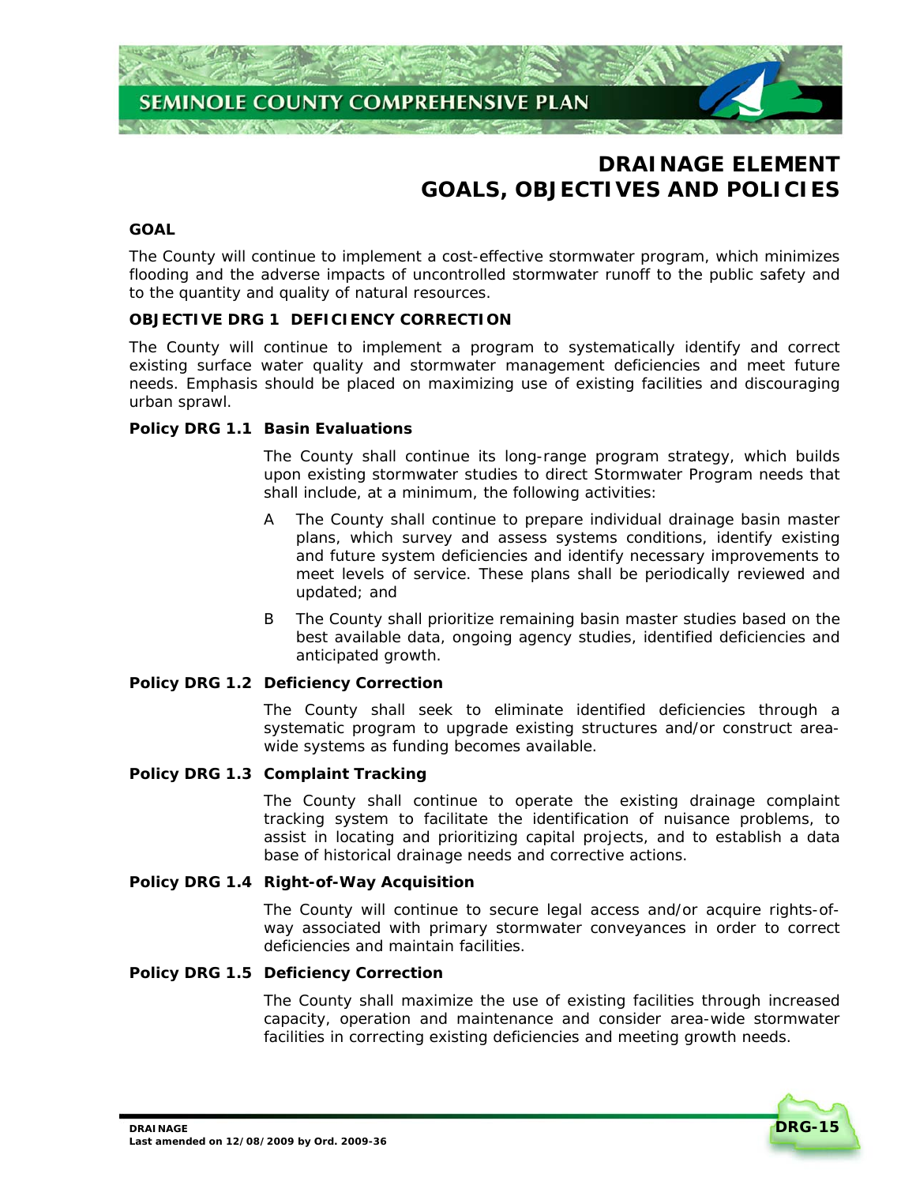# DRAINAGE ELEMENT GOALS, OBJECTIVES AND POLICIES

## GOAL

The County will continue to implement a cost-effective stormwater program, which minimizes flooding and the adverse impacts of uncontrolled stormwater runoff to the public safety and to the quantity and quality of natural resources.

## OBJECTIVE DRG 1 DEFICIENCY CORRECTION

The County will continue to implement a program to systematically identify and correct existing surface water quality and stormwater management deficiencies and meet future needs. Emphasis should be placed on maximizing use of existing facilities and discouraging urban sprawl.

### Policy DRG 1.1 Basin Evaluations

The County shall continue its long-range program strategy, which builds upon existing stormwater studies to direct Stormwater Program needs that shall include, at a minimum, the following activities:

A The County shall continue to prepare individual drainage basin master plans, which survey and assess systems conditions, identify existing and future system deficiencies and identify necessary improvements to meet levels of service. These plans shall be periodically reviewed and updated; and

B The County shall prioritize remaining basin master studies based on the best available data, ongoing agency studies, identified deficiencies and anticipated growth.

### Policy DRG 1.2 Deficiency Correction

The County shall seek to eliminate identified deficiencies through a systematic program to upgrade existing structures and/or construct area-wide systems as funding becomes available.

### Policy DRG 1.3 Complaint Tracking

The County shall continue to operate the existing drainage complaint tracking system to facilitate the identification of nuisance problems, to assist in locating and prioritizing capital projects, and to establish a data base of historical drainage needs and corrective actions.

### Policy DRG 1.4 Right-of-Way Acquisition

The County will continue to secure legal access and/or acquire rights-of-way associated with primary stormwater conveyances in order to correct deficiencies and maintain facilities.

### Policy DRG 1.5 Deficiency Correction

The County shall maximize the use of existing facilities through increased capacity, operation and maintenance and consider area-wide stormwater facilities in correcting existing deficiencies and meeting growth needs.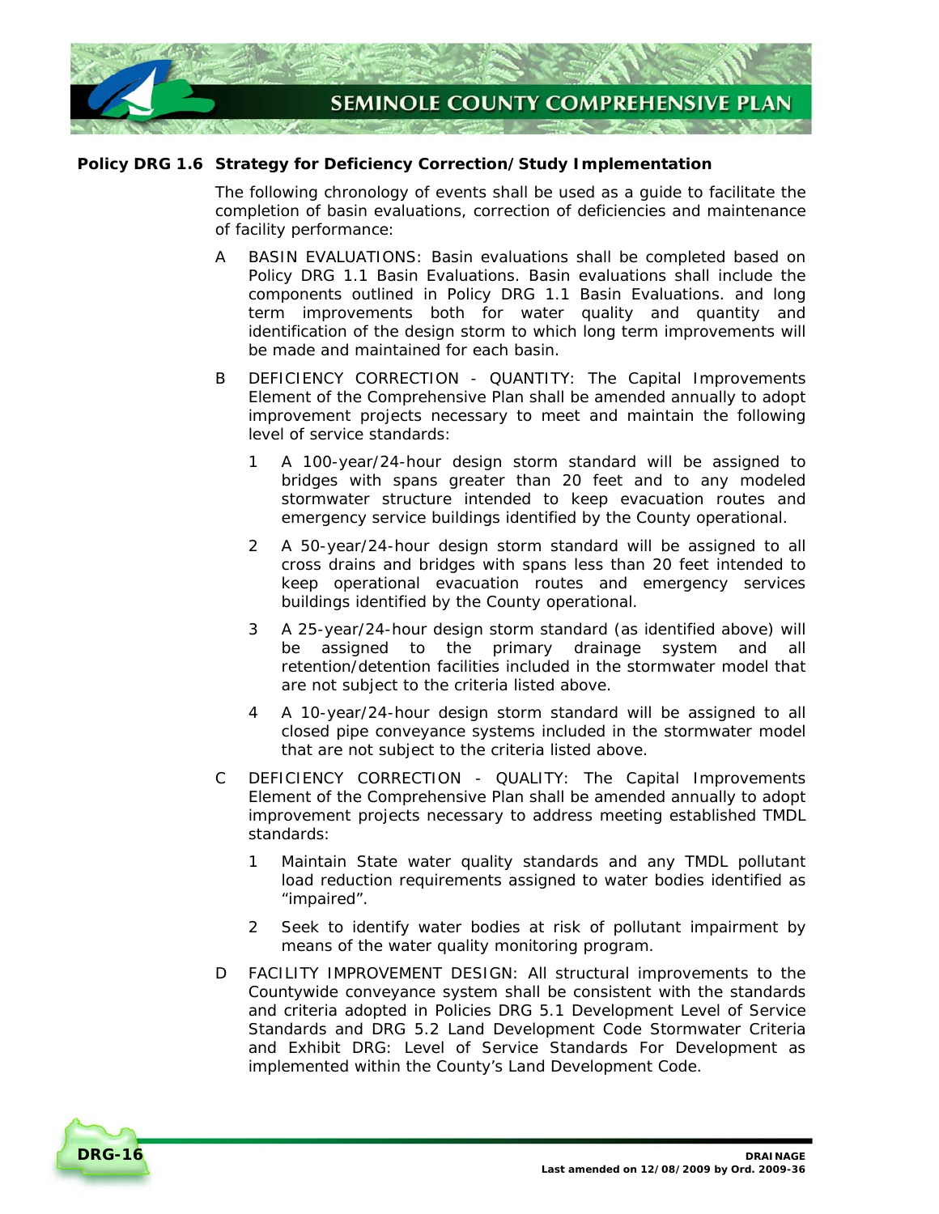**Policy DRG 1.6 Strategy for Deficiency Correction/Study Implementation**

The following chronology of events shall be used as a guide to facilitate the completion of basin evaluations, correction of deficiencies and maintenance of facility performance:

A BASIN EVALUATIONS: Basin evaluations shall be completed based on Policy DRG 1.1 Basin Evaluations. Basin evaluations shall include the components outlined in Policy DRG 1.1 Basin Evaluations. and long term improvements both for water quality and quantity and identification of the design storm to which long term improvements will be made and maintained for each basin.

B DEFICIENCY CORRECTION - QUANTITY: The Capital Improvements Element of the Comprehensive Plan shall be amended annually to adopt improvement projects necessary to meet and maintain the following level of service standards:

1 A 100-year/24-hour design storm standard will be assigned to bridges with spans greater than 20 feet and to any modeled stormwater structure intended to keep evacuation routes and emergency service buildings identified by the County operational.

2 A 50-year/24-hour design storm standard will be assigned to all cross drains and bridges with spans less than 20 feet intended to keep operational evacuation routes and emergency services buildings identified by the County operational.

3 A 25-year/24-hour design storm standard (as identified above) will be assigned to the primary drainage system and all retention/detention facilities included in the stormwater model that are not subject to the criteria listed above.

4 A 10-year/24-hour design storm standard will be assigned to all closed pipe conveyance systems included in the stormwater model that are not subject to the criteria listed above.

C DEFICIENCY CORRECTION - QUALITY: The Capital Improvements Element of the Comprehensive Plan shall be amended annually to adopt improvement projects necessary to address meeting established TMDL standards:

1 Maintain State water quality standards and any TMDL pollutant load reduction requirements assigned to water bodies identified as "impaired".

2 Seek to identify water bodies at risk of pollutant impairment by means of the water quality monitoring program.

D FACILITY IMPROVEMENT DESIGN: All structural improvements to the Countywide conveyance system shall be consistent with the standards and criteria adopted in Policies DRG 5.1 Development Level of Service Standards and DRG 5.2 Land Development Code Stormwater Criteria and Exhibit DRG: Level of Service Standards For Development as implemented within the County's Land Development Code.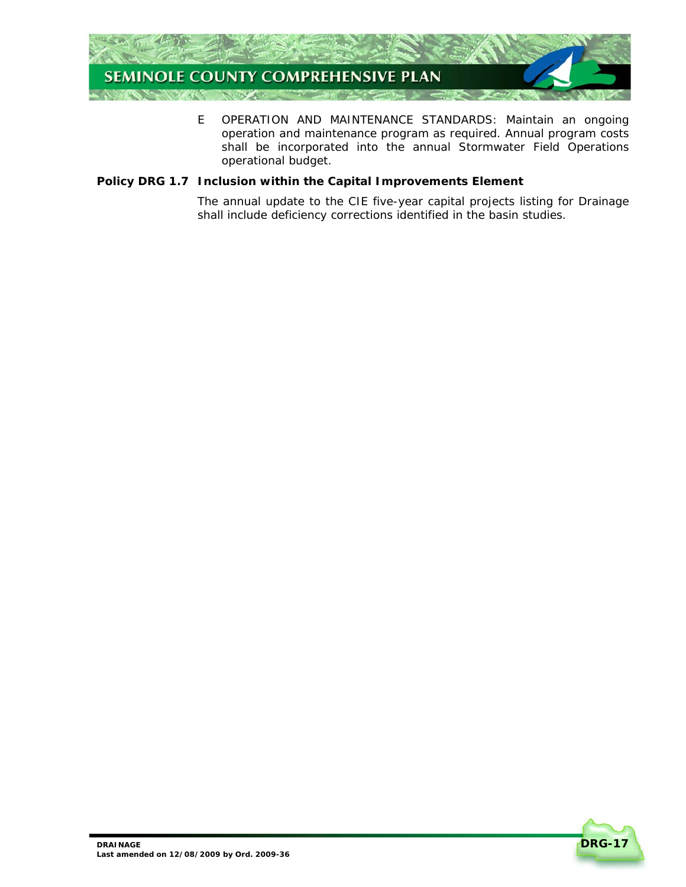E OPERATION AND MAINTENANCE STANDARDS: Maintain an ongoing operation and maintenance program as required. Annual program costs shall be incorporated into the annual Stormwater Field Operations operational budget.

**Policy DRG 1.7 Inclusion within the Capital Improvements Element**

The annual update to the CIE five-year capital projects listing for Drainage shall include deficiency corrections identified in the basin studies.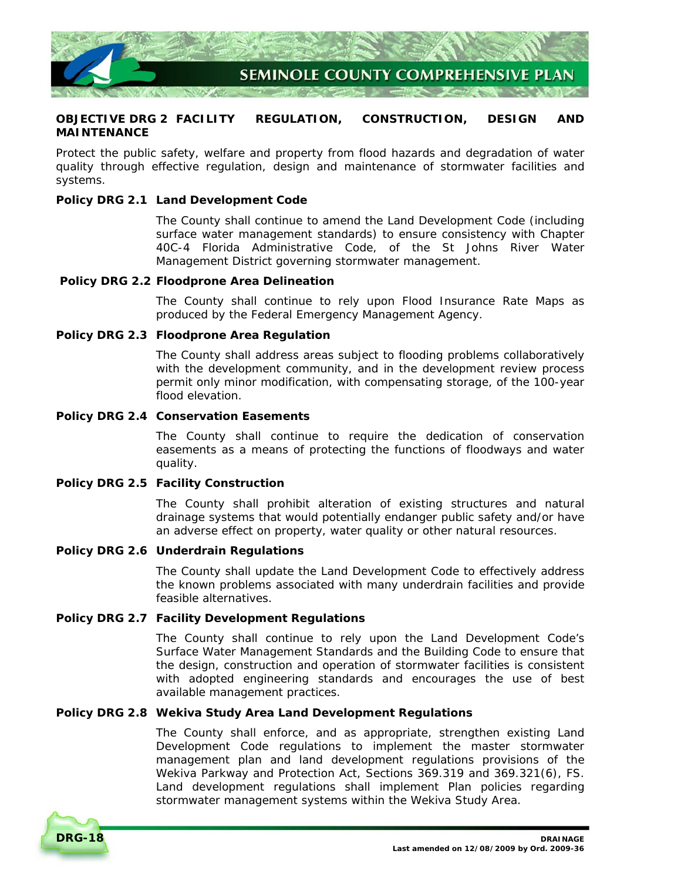## OBJECTIVE DRG 2 FACILITY REGULATION, CONSTRUCTION, DESIGN AND MAINTENANCE

Protect the public safety, welfare and property from flood hazards and degradation of water quality through effective regulation, design and maintenance of stormwater facilities and systems.

**Policy DRG 2.1 Land Development Code**

The County shall continue to amend the Land Development Code (including surface water management standards) to ensure consistency with Chapter 40C-4 Florida Administrative Code, of the St Johns River Water Management District governing stormwater management.

**Policy DRG 2.2 Floodprone Area Delineation**

The County shall continue to rely upon Flood Insurance Rate Maps as produced by the Federal Emergency Management Agency.

**Policy DRG 2.3 Floodprone Area Regulation**

The County shall address areas subject to flooding problems collaboratively with the development community, and in the development review process permit only minor modification, with compensating storage, of the 100-year flood elevation.

**Policy DRG 2.4 Conservation Easements**

The County shall continue to require the dedication of conservation easements as a means of protecting the functions of floodways and water quality.

**Policy DRG 2.5 Facility Construction**

The County shall prohibit alteration of existing structures and natural drainage systems that would potentially endanger public safety and/or have an adverse effect on property, water quality or other natural resources.

**Policy DRG 2.6 Underdrain Regulations**

The County shall update the Land Development Code to effectively address the known problems associated with many underdrain facilities and provide feasible alternatives.

**Policy DRG 2.7 Facility Development Regulations**

The County shall continue to rely upon the Land Development Code's Surface Water Management Standards and the Building Code to ensure that the design, construction and operation of stormwater facilities is consistent with adopted engineering standards and encourages the use of best available management practices.

**Policy DRG 2.8 Wekiva Study Area Land Development Regulations**

The County shall enforce, and as appropriate, strengthen existing Land Development Code regulations to implement the master stormwater management plan and land development regulations provisions of the Wekiva Parkway and Protection Act, Sections 369.319 and 369.321(6), FS. Land development regulations shall implement Plan policies regarding stormwater management systems within the Wekiva Study Area.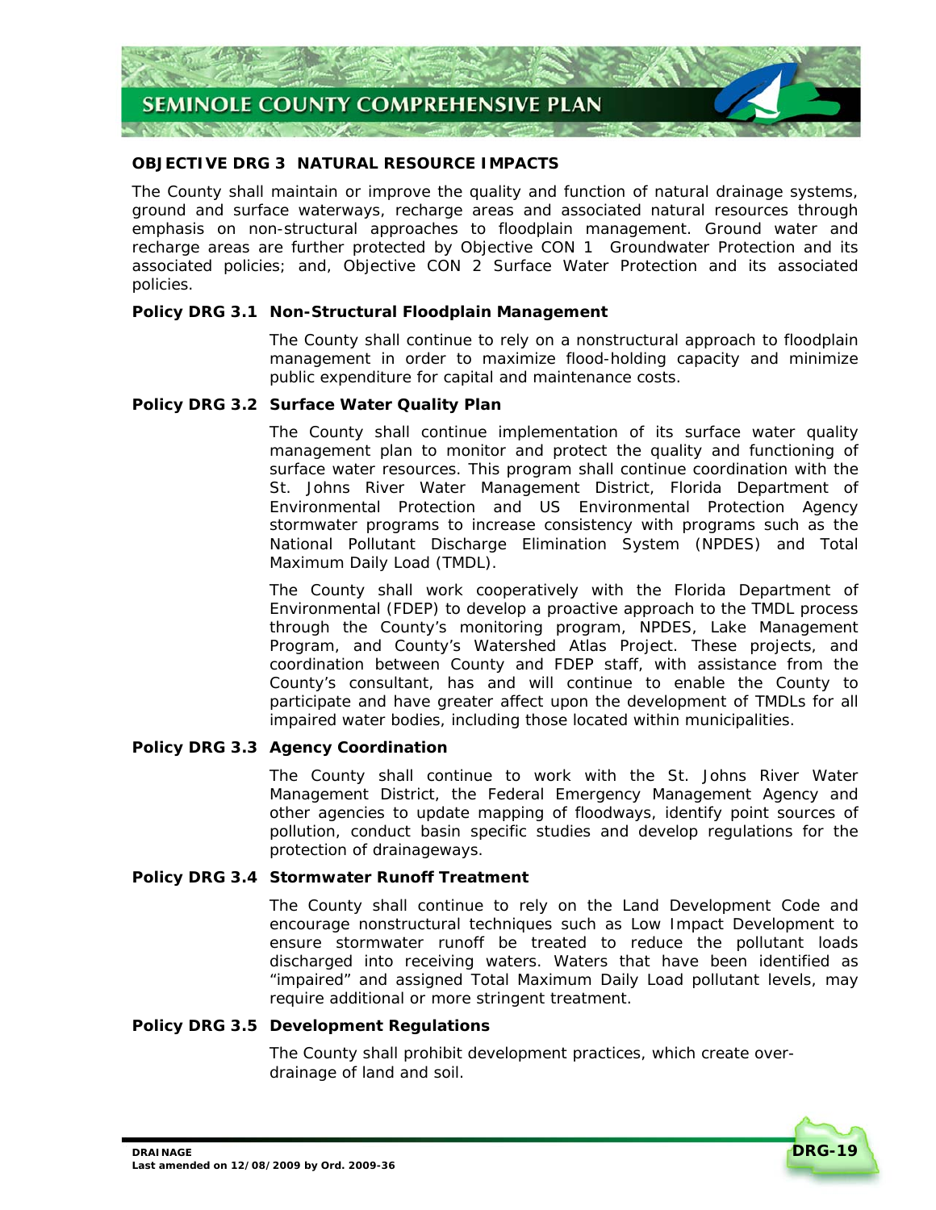## OBJECTIVE DRG 3 NATURAL RESOURCE IMPACTS

The County shall maintain or improve the quality and function of natural drainage systems, ground and surface waterways, recharge areas and associated natural resources through emphasis on non-structural approaches to floodplain management. Ground water and recharge areas are further protected by Objective CON 1 Groundwater Protection and its associated policies; and, Objective CON 2 Surface Water Protection and its associated policies.

### Policy DRG 3.1 Non-Structural Floodplain Management

The County shall continue to rely on a nonstructural approach to floodplain management in order to maximize flood-holding capacity and minimize public expenditure for capital and maintenance costs.

### Policy DRG 3.2 Surface Water Quality Plan

The County shall continue implementation of its surface water quality management plan to monitor and protect the quality and functioning of surface water resources. This program shall continue coordination with the St. Johns River Water Management District, Florida Department of Environmental Protection and US Environmental Protection Agency stormwater programs to increase consistency with programs such as the National Pollutant Discharge Elimination System (NPDES) and Total Maximum Daily Load (TMDL).

The County shall work cooperatively with the Florida Department of Environmental (FDEP) to develop a proactive approach to the TMDL process through the County's monitoring program, NPDES, Lake Management Program, and County's Watershed Atlas Project. These projects, and coordination between County and FDEP staff, with assistance from the County's consultant, has and will continue to enable the County to participate and have greater affect upon the development of TMDLs for all impaired water bodies, including those located within municipalities.

### Policy DRG 3.3 Agency Coordination

The County shall continue to work with the St. Johns River Water Management District, the Federal Emergency Management Agency and other agencies to update mapping of floodways, identify point sources of pollution, conduct basin specific studies and develop regulations for the protection of drainageways.

### Policy DRG 3.4 Stormwater Runoff Treatment

The County shall continue to rely on the Land Development Code and encourage nonstructural techniques such as Low Impact Development to ensure stormwater runoff be treated to reduce the pollutant loads discharged into receiving waters. Waters that have been identified as "impaired" and assigned Total Maximum Daily Load pollutant levels, may require additional or more stringent treatment.

### Policy DRG 3.5 Development Regulations

The County shall prohibit development practices, which create over-drainage of land and soil.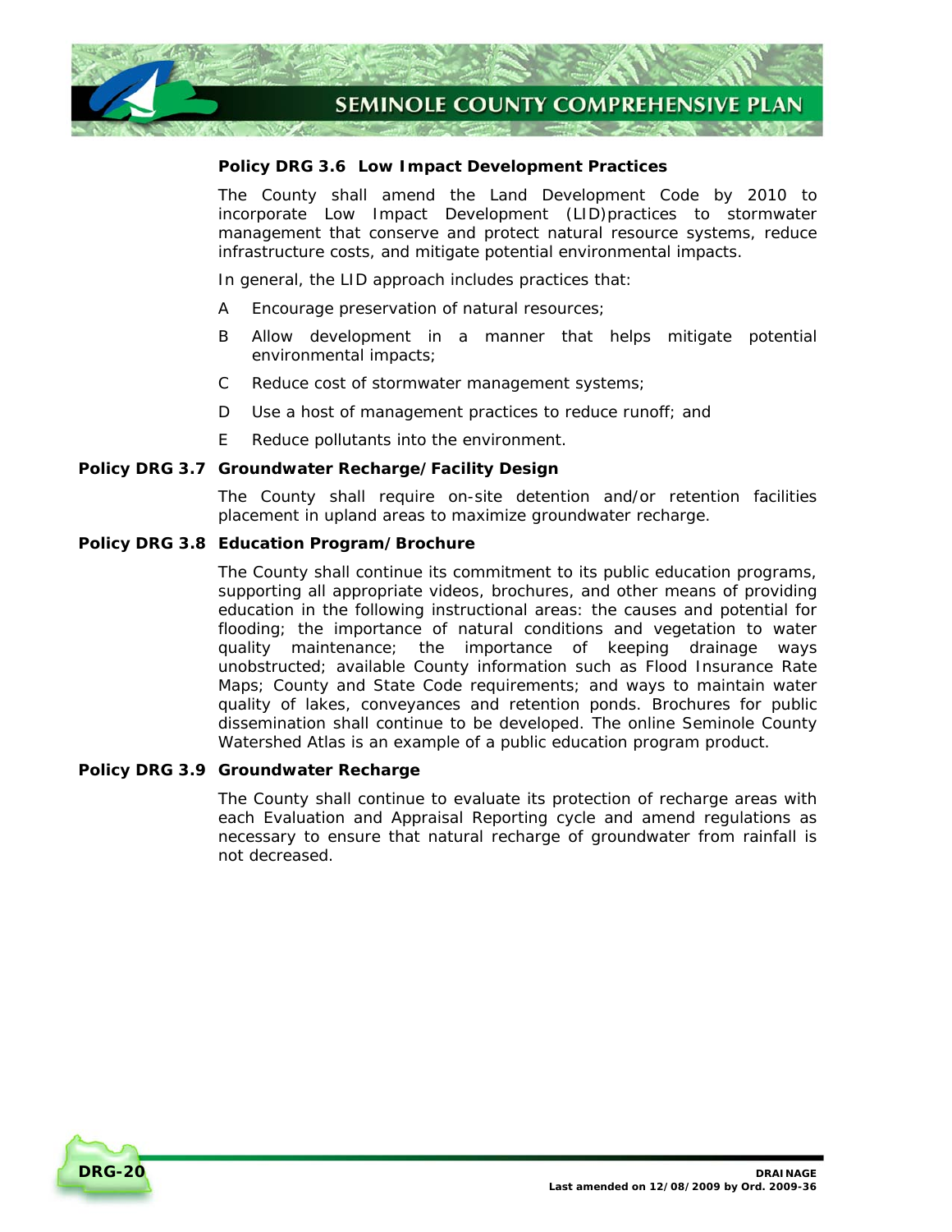**Policy DRG 3.6 Low Impact Development Practices**

The County shall amend the Land Development Code by 2010 to incorporate Low Impact Development (LID)practices to stormwater management that conserve and protect natural resource systems, reduce infrastructure costs, and mitigate potential environmental impacts.

In general, the LID approach includes practices that:

A Encourage preservation of natural resources;

B Allow development in a manner that helps mitigate potential environmental impacts;

C Reduce cost of stormwater management systems;

D Use a host of management practices to reduce runoff; and

E Reduce pollutants into the environment.

**Policy DRG 3.7 Groundwater Recharge/Facility Design**

The County shall require on-site detention and/or retention facilities placement in upland areas to maximize groundwater recharge.

**Policy DRG 3.8 Education Program/Brochure**

The County shall continue its commitment to its public education programs, supporting all appropriate videos, brochures, and other means of providing education in the following instructional areas: the causes and potential for flooding; the importance of natural conditions and vegetation to water quality maintenance; the importance of keeping drainage ways unobstructed; available County information such as Flood Insurance Rate Maps; County and State Code requirements; and ways to maintain water quality of lakes, conveyances and retention ponds. Brochures for public dissemination shall continue to be developed. The online Seminole County Watershed Atlas is an example of a public education program product.

**Policy DRG 3.9 Groundwater Recharge**

The County shall continue to evaluate its protection of recharge areas with each Evaluation and Appraisal Reporting cycle and amend regulations as necessary to ensure that natural recharge of groundwater from rainfall is not decreased.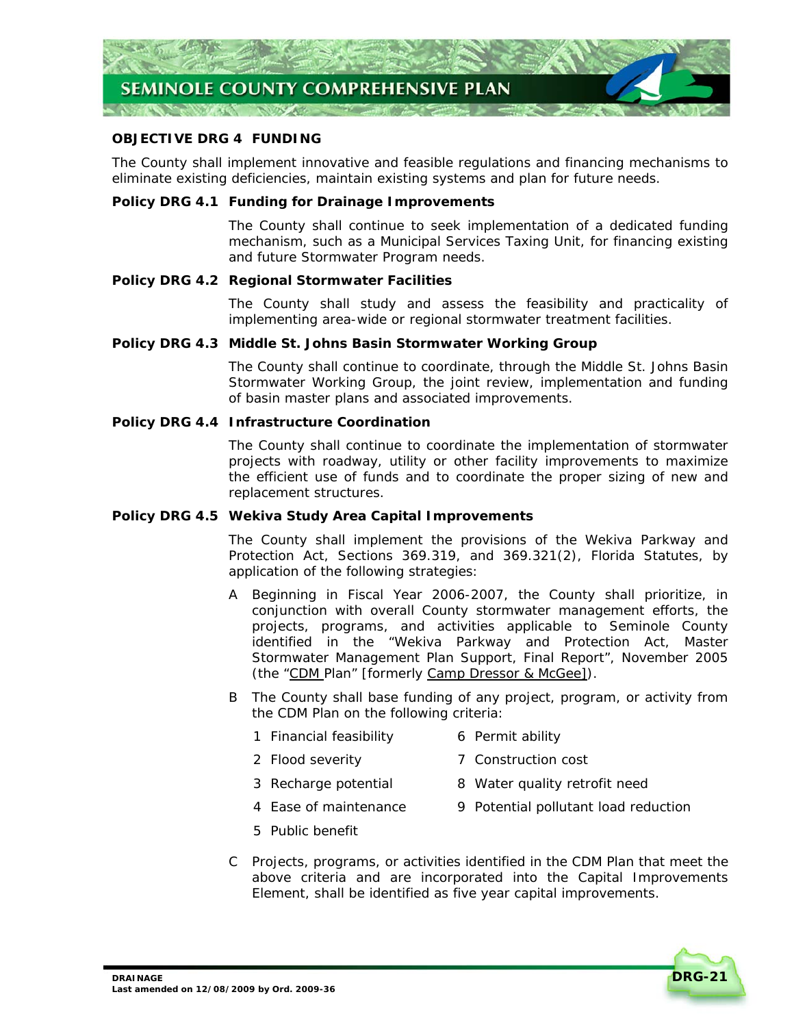### OBJECTIVE DRG 4 FUNDING

The County shall implement innovative and feasible regulations and financing mechanisms to eliminate existing deficiencies, maintain existing systems and plan for future needs.

**Policy DRG 4.1 Funding for Drainage Improvements**

The County shall continue to seek implementation of a dedicated funding mechanism, such as a Municipal Services Taxing Unit, for financing existing and future Stormwater Program needs.

**Policy DRG 4.2 Regional Stormwater Facilities**

The County shall study and assess the feasibility and practicality of implementing area-wide or regional stormwater treatment facilities.

**Policy DRG 4.3 Middle St. Johns Basin Stormwater Working Group**

The County shall continue to coordinate, through the Middle St. Johns Basin Stormwater Working Group, the joint review, implementation and funding of basin master plans and associated improvements.

**Policy DRG 4.4 Infrastructure Coordination**

The County shall continue to coordinate the implementation of stormwater projects with roadway, utility or other facility improvements to maximize the efficient use of funds and to coordinate the proper sizing of new and replacement structures.

**Policy DRG 4.5 Wekiva Study Area Capital Improvements**

The County shall implement the provisions of the Wekiva Parkway and Protection Act, Sections 369.319, and 369.321(2), Florida Statutes, by application of the following strategies:

A Beginning in Fiscal Year 2006-2007, the County shall prioritize, in conjunction with overall County stormwater management efforts, the projects, programs, and activities applicable to Seminole County identified in the "Wekiva Parkway and Protection Act, Master Stormwater Management Plan Support, Final Report", November 2005 (the "CDM Plan" [formerly Camp Dresser & McGee]).

B The County shall base funding of any project, program, or activity from the CDM Plan on the following criteria:

1 Financial feasibility
2 Flood severity
3 Recharge potential
4 Ease of maintenance
5 Public benefit
6 Permit ability
7 Construction cost
8 Water quality retrofit need
9 Potential pollutant load reduction

C Projects, programs, or activities identified in the CDM Plan that meet the above criteria and are incorporated into the Capital Improvements Element, shall be identified as five year capital improvements.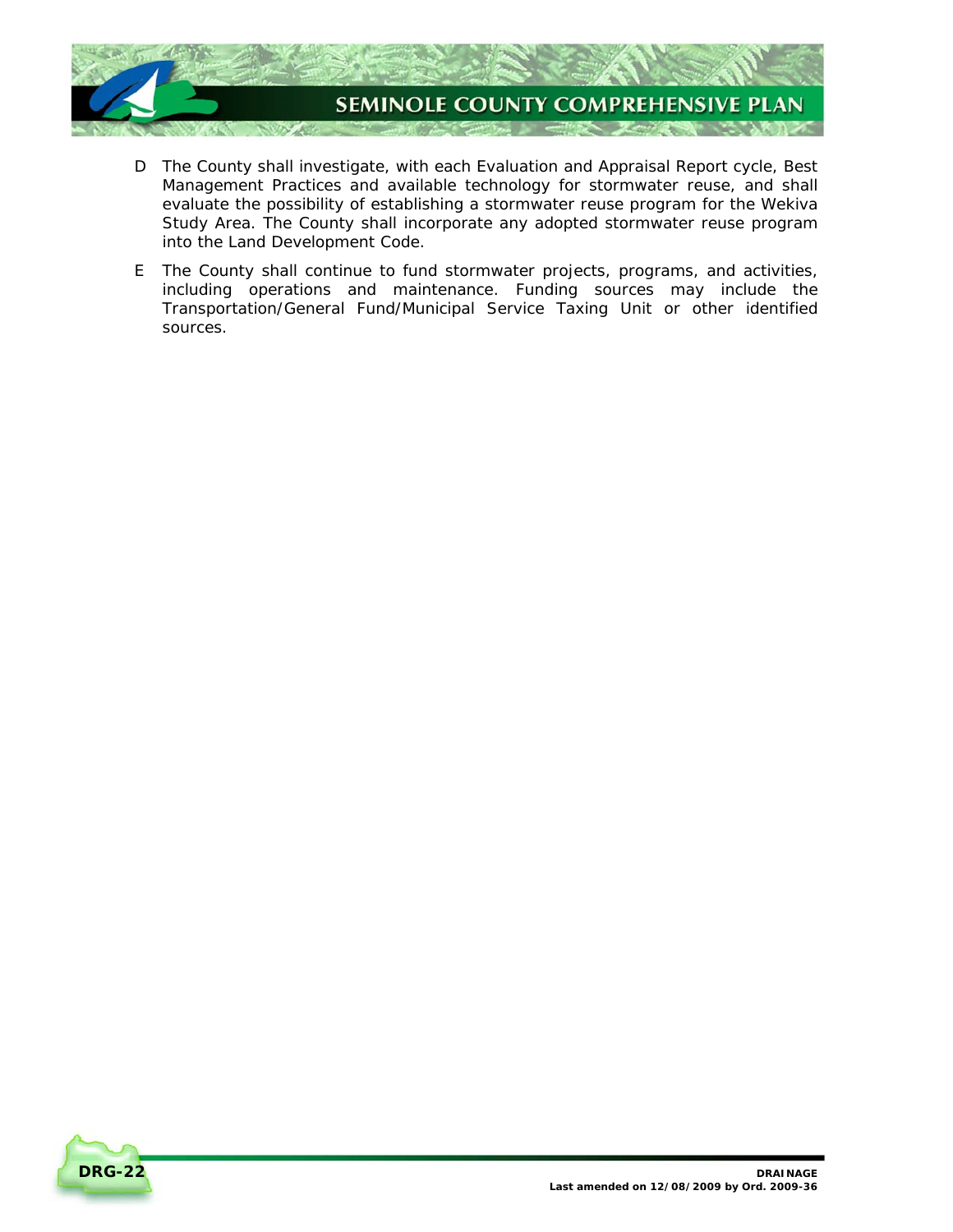D The County shall investigate, with each Evaluation and Appraisal Report cycle, Best Management Practices and available technology for stormwater reuse, and shall evaluate the possibility of establishing a stormwater reuse program for the Wekiva Study Area. The County shall incorporate any adopted stormwater reuse program into the Land Development Code.

E The County shall continue to fund stormwater projects, programs, and activities, including operations and maintenance. Funding sources may include the Transportation/General Fund/Municipal Service Taxing Unit or other identified sources.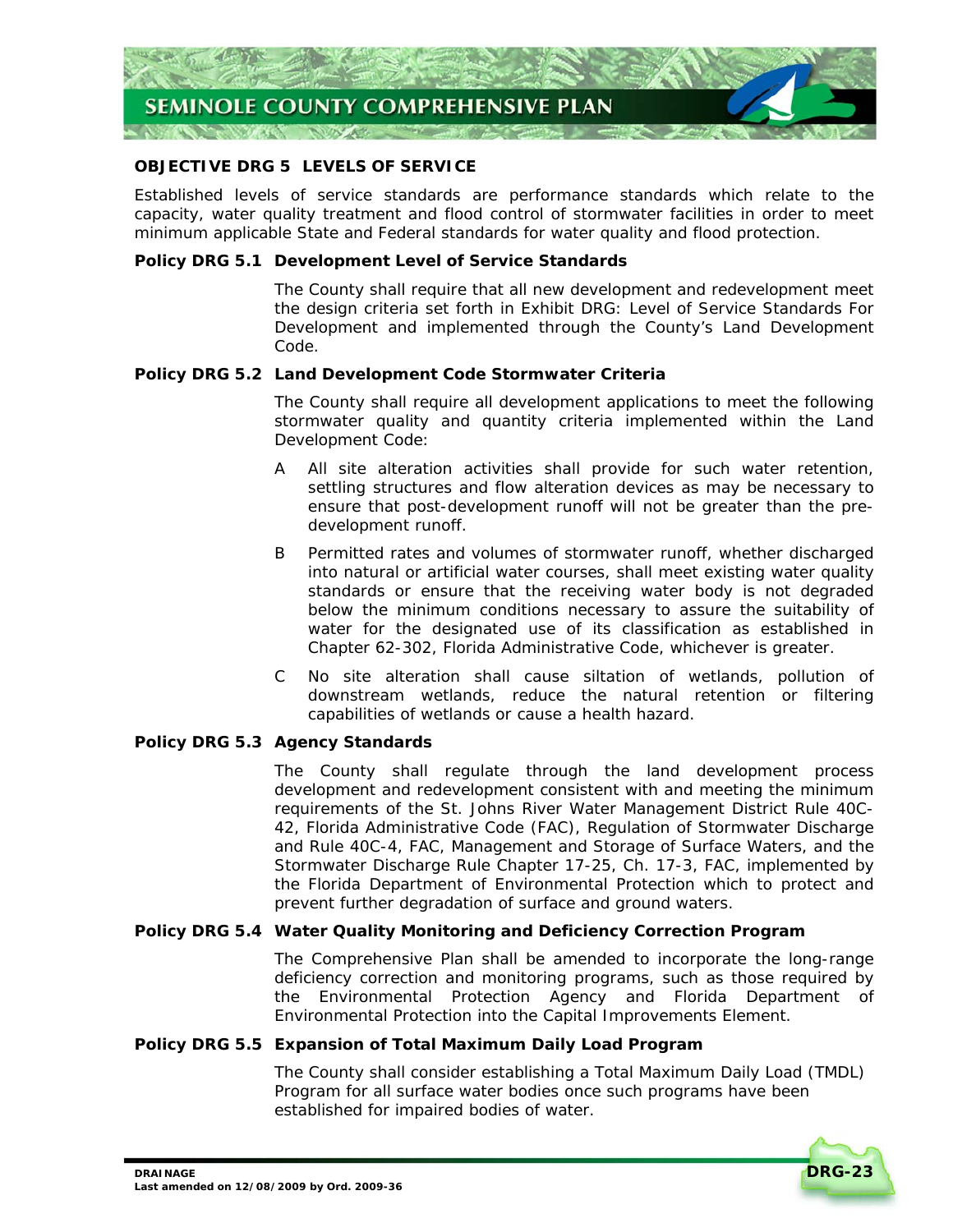## OBJECTIVE DRG 5 LEVELS OF SERVICE

Established levels of service standards are performance standards which relate to the capacity, water quality treatment and flood control of stormwater facilities in order to meet minimum applicable State and Federal standards for water quality and flood protection.

### Policy DRG 5.1 Development Level of Service Standards

The County shall require that all new development and redevelopment meet the design criteria set forth in Exhibit DRG: Level of Service Standards For Development and implemented through the County's Land Development Code.

### Policy DRG 5.2 Land Development Code Stormwater Criteria

The County shall require all development applications to meet the following stormwater quality and quantity criteria implemented within the Land Development Code:

A All site alteration activities shall provide for such water retention, settling structures and flow alteration devices as may be necessary to ensure that post-development runoff will not be greater than the pre-development runoff.

B Permitted rates and volumes of stormwater runoff, whether discharged into natural or artificial water courses, shall meet existing water quality standards or ensure that the receiving water body is not degraded below the minimum conditions necessary to assure the suitability of water for the designated use of its classification as established in Chapter 62-302, Florida Administrative Code, whichever is greater.

C No site alteration shall cause siltation of wetlands, pollution of downstream wetlands, reduce the natural retention or filtering capabilities of wetlands or cause a health hazard.

### Policy DRG 5.3 Agency Standards

The County shall regulate through the land development process development and redevelopment consistent with and meeting the minimum requirements of the St. Johns River Water Management District Rule 40C-42, Florida Administrative Code (FAC), Regulation of Stormwater Discharge and Rule 40C-4, FAC, Management and Storage of Surface Waters, and the Stormwater Discharge Rule Chapter 17-25, Ch. 17-3, FAC, implemented by the Florida Department of Environmental Protection which to protect and prevent further degradation of surface and ground waters.

### Policy DRG 5.4 Water Quality Monitoring and Deficiency Correction Program

The Comprehensive Plan shall be amended to incorporate the long-range deficiency correction and monitoring programs, such as those required by the Environmental Protection Agency and Florida Department of Environmental Protection into the Capital Improvements Element.

### Policy DRG 5.5 Expansion of Total Maximum Daily Load Program

The County shall consider establishing a Total Maximum Daily Load (TMDL) Program for all surface water bodies once such programs have been established for impaired bodies of water.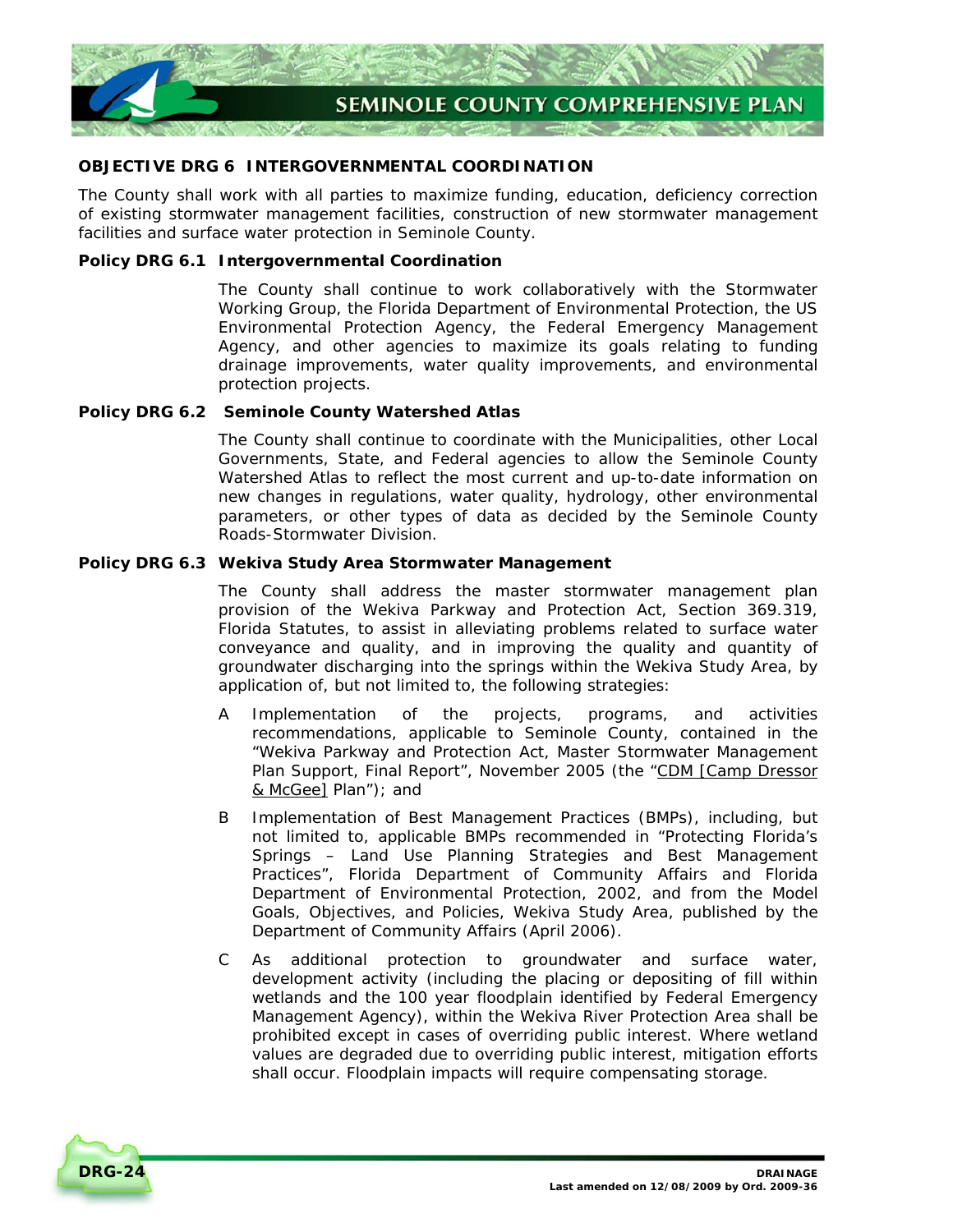**OBJECTIVE DRG 6 INTERGOVERNMENTAL COORDINATION**

The County shall work with all parties to maximize funding, education, deficiency correction of existing stormwater management facilities, construction of new stormwater management facilities and surface water protection in Seminole County.

**Policy DRG 6.1 Intergovernmental Coordination**

The County shall continue to work collaboratively with the Stormwater Working Group, the Florida Department of Environmental Protection, the US Environmental Protection Agency, the Federal Emergency Management Agency, and other agencies to maximize its goals relating to funding drainage improvements, water quality improvements, and environmental protection projects.

**Policy DRG 6.2 Seminole County Watershed Atlas**

The County shall continue to coordinate with the Municipalities, other Local Governments, State, and Federal agencies to allow the Seminole County Watershed Atlas to reflect the most current and up-to-date information on new changes in regulations, water quality, hydrology, other environmental parameters, or other types of data as decided by the Seminole County Roads-Stormwater Division.

**Policy DRG 6.3 Wekiva Study Area Stormwater Management**

The County shall address the master stormwater management plan provision of the Wekiva Parkway and Protection Act, Section 369.319, Florida Statutes, to assist in alleviating problems related to surface water conveyance and quality, and in improving the quality and quantity of groundwater discharging into the springs within the Wekiva Study Area, by application of, but not limited to, the following strategies:

A Implementation of the projects, programs, and activities recommendations, applicable to Seminole County, contained in the "Wekiva Parkway and Protection Act, Master Stormwater Management Plan Support, Final Report", November 2005 (the "CDM [Camp Dressor & McGee] Plan"); and

B Implementation of Best Management Practices (BMPs), including, but not limited to, applicable BMPs recommended in "Protecting Florida's Springs – Land Use Planning Strategies and Best Management Practices", Florida Department of Community Affairs and Florida Department of Environmental Protection, 2002, and from the Model Goals, Objectives, and Policies, Wekiva Study Area, published by the Department of Community Affairs (April 2006).

C As additional protection to groundwater and surface water, development activity (including the placing or depositing of fill within wetlands and the 100 year floodplain identified by Federal Emergency Management Agency), within the Wekiva River Protection Area shall be prohibited except in cases of overriding public interest. Where wetland values are degraded due to overriding public interest, mitigation efforts shall occur. Floodplain impacts will require compensating storage.